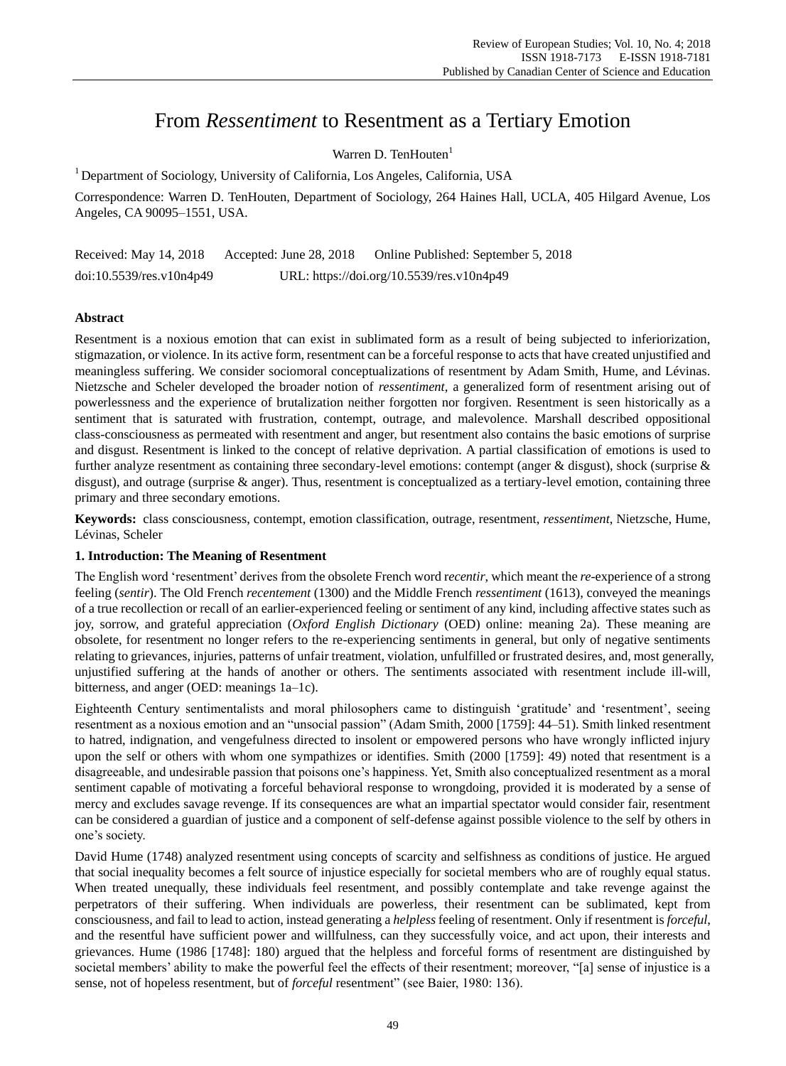# From *Ressentiment* to Resentment as a Tertiary Emotion

Warren D. TenHouten[1]

[1] Department of Sociology, University of California, Los Angeles, California, USA

Correspondence: Warren D. TenHouten, Department of Sociology, 264 Haines Hall, UCLA, 405 Hilgard Avenue, Los Angeles, CA 90095–1551, USA.

Received: May 14, 2018  Accepted: June 28, 2018  Online Published: September 5, 2018

doi:10.5539/res.v10n4p49  URL: https://doi.org/10.5539/res.v10n4p49

## Abstract

Resentment is a noxious emotion that can exist in sublimated form as a result of being subjected to inferiorization, stigmazation, or violence. In its active form, resentment can be a forceful response to acts that have created unjustified and meaningless suffering. We consider sociomoral conceptualizations of resentment by Adam Smith, Hume, and Lévinas. Nietzsche and Scheler developed the broader notion of *ressentiment*, a generalized form of resentment arising out of powerlessness and the experience of brutalization neither forgotten nor forgiven. Resentment is seen historically as a sentiment that is saturated with frustration, contempt, outrage, and malevolence. Marshall described oppositional class-consciousness as permeated with resentment and anger, but resentment also contains the basic emotions of surprise and disgust. Resentment is linked to the concept of relative deprivation. A partial classification of emotions is used to further analyze resentment as containing three secondary-level emotions: contempt (anger & disgust), shock (surprise & disgust), and outrage (surprise & anger). Thus, resentment is conceptualized as a tertiary-level emotion, containing three primary and three secondary emotions.

**Keywords:** class consciousness, contempt, emotion classification, outrage, resentment, *ressentiment*, Nietzsche, Hume, Lévinas, Scheler

## 1. Introduction: The Meaning of Resentment

The English word 'resentment' derives from the obsolete French word r*ecentir*, which meant the *re*-experience of a strong feeling (*sentir*). The Old French *recentement* (1300) and the Middle French *ressentiment* (1613), conveyed the meanings of a true recollection or recall of an earlier-experienced feeling or sentiment of any kind, including affective states such as joy, sorrow, and grateful appreciation (*Oxford English Dictionary* (OED) online: meaning 2a). These meaning are obsolete, for resentment no longer refers to the re-experiencing sentiments in general, but only of negative sentiments relating to grievances, injuries, patterns of unfair treatment, violation, unfulfilled or frustrated desires, and, most generally, unjustified suffering at the hands of another or others. The sentiments associated with resentment include ill-will, bitterness, and anger (OED: meanings 1a–1c).

Eighteenth Century sentimentalists and moral philosophers came to distinguish 'gratitude' and 'resentment', seeing resentment as a noxious emotion and an "unsocial passion" (Adam Smith, 2000 [1759]: 44–51). Smith linked resentment to hatred, indignation, and vengefulness directed to insolent or empowered persons who have wrongly inflicted injury upon the self or others with whom one sympathizes or identifies. Smith (2000 [1759]: 49) noted that resentment is a disagreeable, and undesirable passion that poisons one's happiness. Yet, Smith also conceptualized resentment as a moral sentiment capable of motivating a forceful behavioral response to wrongdoing, provided it is moderated by a sense of mercy and excludes savage revenge. If its consequences are what an impartial spectator would consider fair, resentment can be considered a guardian of justice and a component of self-defense against possible violence to the self by others in one's society.

David Hume (1748) analyzed resentment using concepts of scarcity and selfishness as conditions of justice. He argued that social inequality becomes a felt source of injustice especially for societal members who are of roughly equal status. When treated unequally, these individuals feel resentment, and possibly contemplate and take revenge against the perpetrators of their suffering. When individuals are powerless, their resentment can be sublimated, kept from consciousness, and fail to lead to action, instead generating a *helpless* feeling of resentment. Only if resentment is *forceful*, and the resentful have sufficient power and willfulness, can they successfully voice, and act upon, their interests and grievances. Hume (1986 [1748]: 180) argued that the helpless and forceful forms of resentment are distinguished by societal members' ability to make the powerful feel the effects of their resentment; moreover, "[a] sense of injustice is a sense, not of hopeless resentment, but of *forceful* resentment" (see Baier, 1980: 136).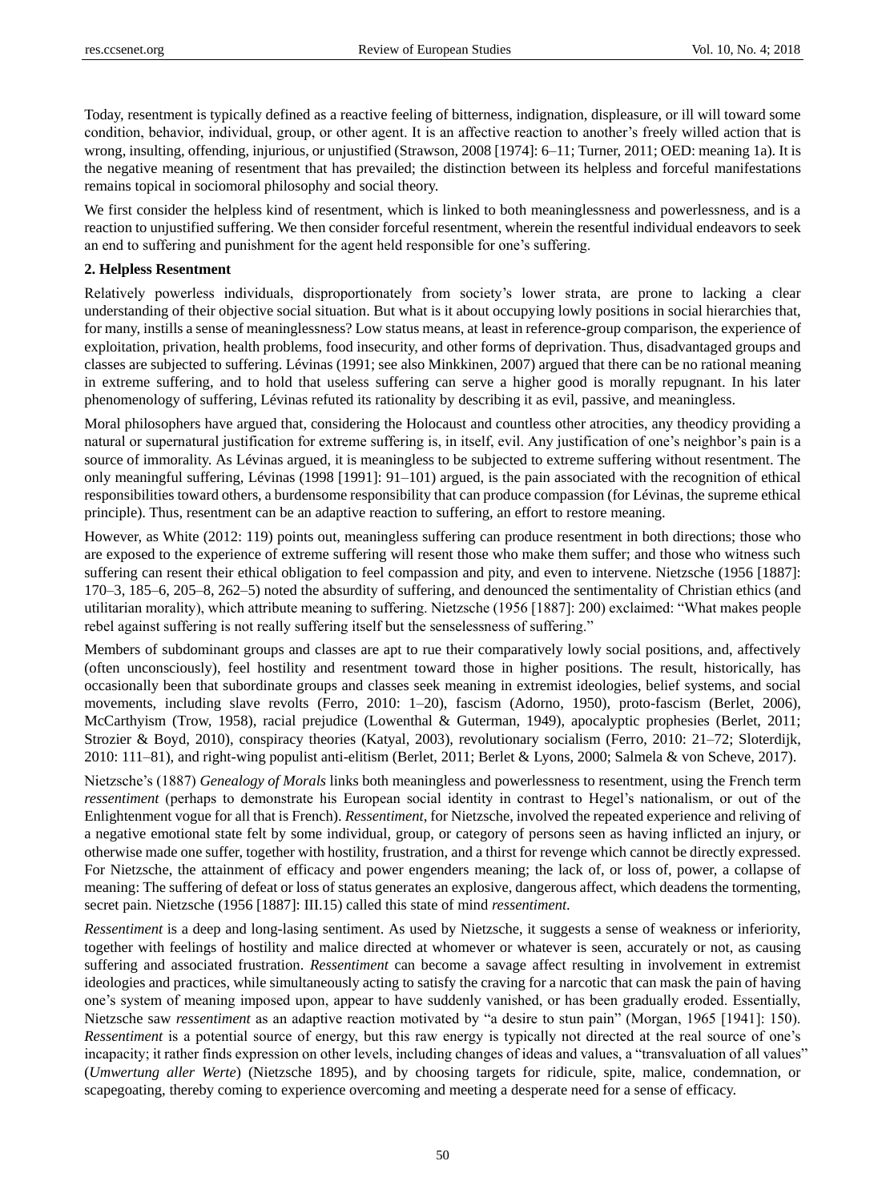Today, resentment is typically defined as a reactive feeling of bitterness, indignation, displeasure, or ill will toward some condition, behavior, individual, group, or other agent. It is an affective reaction to another's freely willed action that is wrong, insulting, offending, injurious, or unjustified (Strawson, 2008 [1974]: 6–11; Turner, 2011; OED: meaning 1a). It is the negative meaning of resentment that has prevailed; the distinction between its helpless and forceful manifestations remains topical in sociomoral philosophy and social theory.

We first consider the helpless kind of resentment, which is linked to both meaninglessness and powerlessness, and is a reaction to unjustified suffering. We then consider forceful resentment, wherein the resentful individual endeavors to seek an end to suffering and punishment for the agent held responsible for one's suffering.

## 2. Helpless Resentment

Relatively powerless individuals, disproportionately from society's lower strata, are prone to lacking a clear understanding of their objective social situation. But what is it about occupying lowly positions in social hierarchies that, for many, instills a sense of meaninglessness? Low status means, at least in reference-group comparison, the experience of exploitation, privation, health problems, food insecurity, and other forms of deprivation. Thus, disadvantaged groups and classes are subjected to suffering. Lévinas (1991; see also Minkkinen, 2007) argued that there can be no rational meaning in extreme suffering, and to hold that useless suffering can serve a higher good is morally repugnant. In his later phenomenology of suffering, Lévinas refuted its rationality by describing it as evil, passive, and meaningless.

Moral philosophers have argued that, considering the Holocaust and countless other atrocities, any theodicy providing a natural or supernatural justification for extreme suffering is, in itself, evil. Any justification of one's neighbor's pain is a source of immorality. As Lévinas argued, it is meaningless to be subjected to extreme suffering without resentment. The only meaningful suffering, Lévinas (1998 [1991]: 91–101) argued, is the pain associated with the recognition of ethical responsibilities toward others, a burdensome responsibility that can produce compassion (for Lévinas, the supreme ethical principle). Thus, resentment can be an adaptive reaction to suffering, an effort to restore meaning.

However, as White (2012: 119) points out, meaningless suffering can produce resentment in both directions; those who are exposed to the experience of extreme suffering will resent those who make them suffer; and those who witness such suffering can resent their ethical obligation to feel compassion and pity, and even to intervene. Nietzsche (1956 [1887]: 170–3, 185–6, 205–8, 262–5) noted the absurdity of suffering, and denounced the sentimentality of Christian ethics (and utilitarian morality), which attribute meaning to suffering. Nietzsche (1956 [1887]: 200) exclaimed: "What makes people rebel against suffering is not really suffering itself but the senselessness of suffering."

Members of subdominant groups and classes are apt to rue their comparatively lowly social positions, and, affectively (often unconsciously), feel hostility and resentment toward those in higher positions. The result, historically, has occasionally been that subordinate groups and classes seek meaning in extremist ideologies, belief systems, and social movements, including slave revolts (Ferro, 2010: 1–20), fascism (Adorno, 1950), proto-fascism (Berlet, 2006), McCarthyism (Trow, 1958), racial prejudice (Lowenthal & Guterman, 1949), apocalyptic prophecies (Berlet, 2011; Strozier & Boyd, 2010), conspiracy theories (Katyal, 2003), revolutionary socialism (Ferro, 2010: 21–72; Sloterdijk, 2010: 111–81), and right-wing populist anti-elitism (Berlet, 2011; Berlet & Lyons, 2000; Salmela & von Scheve, 2017).

Nietzsche's (1887) *Genealogy of Morals* links both meaningless and powerlessness to resentment, using the French term *ressentiment* (perhaps to demonstrate his European social identity in contrast to Hegel's nationalism, or out of the Enlightenment vogue for all that is French). *Ressentiment*, for Nietzsche, involved the repeated experience and reliving of a negative emotional state felt by some individual, group, or category of persons seen as having inflicted an injury, or otherwise made one suffer, together with hostility, frustration, and a thirst for revenge which cannot be directly expressed. For Nietzsche, the attainment of efficacy and power engenders meaning; the lack of, or loss of, power, a collapse of meaning: The suffering of defeat or loss of status generates an explosive, dangerous affect, which deadens the tormenting, secret pain. Nietzsche (1956 [1887]: III.15) called this state of mind *ressentiment*.

*Ressentiment* is a deep and long-lasing sentiment. As used by Nietzsche, it suggests a sense of weakness or inferiority, together with feelings of hostility and malice directed at whomever or whatever is seen, accurately or not, as causing suffering and associated frustration. *Ressentiment* can become a savage affect resulting in involvement in extremist ideologies and practices, while simultaneously acting to satisfy the craving for a narcotic that can mask the pain of having one's system of meaning imposed upon, appear to have suddenly vanished, or has been gradually eroded. Essentially, Nietzsche saw *ressentiment* as an adaptive reaction motivated by "a desire to stun pain" (Morgan, 1965 [1941]: 150). *Ressentiment* is a potential source of energy, but this raw energy is typically not directed at the real source of one's incapacity; it rather finds expression on other levels, including changes of ideas and values, a "transvaluation of all values" (*Umwertung aller Werte*) (Nietzsche 1895), and by choosing targets for ridicule, spite, malice, condemnation, or scapegoating, thereby coming to experience overcoming and meeting a desperate need for a sense of efficacy.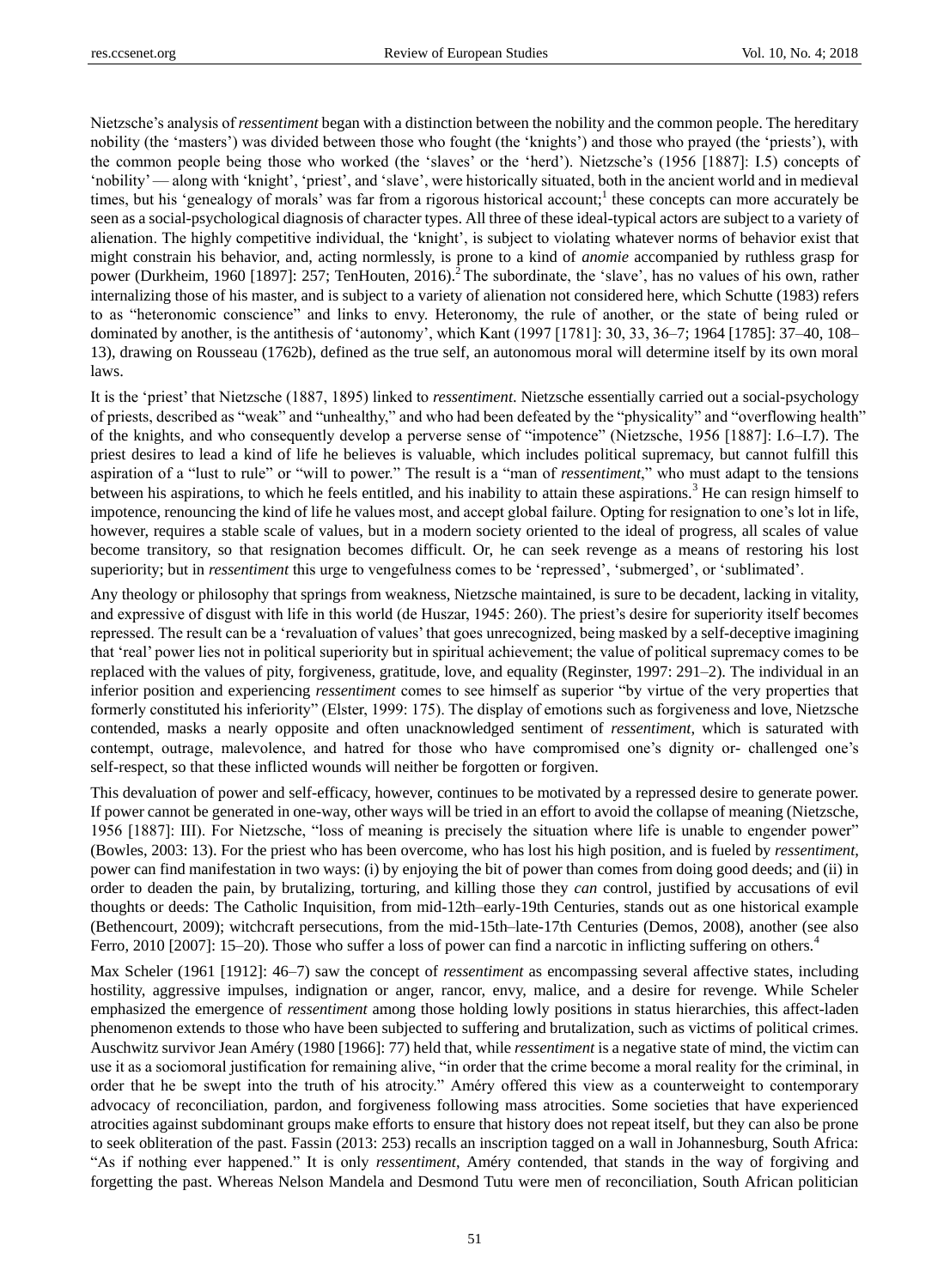Nietzsche's analysis of *ressentiment* began with a distinction between the nobility and the common people. The hereditary nobility (the 'masters') was divided between those who fought (the 'knights') and those who prayed (the 'priests'), with the common people being those who worked (the 'slaves' or the 'herd'). Nietzsche's (1956 [1887]: I.5) concepts of 'nobility' — along with 'knight', 'priest', and 'slave', were historically situated, both in the ancient world and in medieval times, but his 'genealogy of morals' was far from a rigorous historical account;[1] these concepts can more accurately be seen as a social-psychological diagnosis of character types. All three of these ideal-typical actors are subject to a variety of alienation. The highly competitive individual, the 'knight', is subject to violating whatever norms of behavior exist that might constrain his behavior, and, acting normlessly, is prone to a kind of *anomie* accompanied by ruthless grasp for power (Durkheim, 1960 [1897]: 257; TenHouten, 2016).[2] The subordinate, the 'slave', has no values of his own, rather internalizing those of his master, and is subject to a variety of alienation not considered here, which Schutte (1983) refers to as "heteronomic conscience" and links to envy. Heteronomy, the rule of another, or the state of being ruled or dominated by another, is the antithesis of 'autonomy', which Kant (1997 [1781]: 30, 33, 36–7; 1964 [1785]: 37–40, 108–13), drawing on Rousseau (1762b), defined as the true self, an autonomous moral will determine itself by its own moral laws.

It is the 'priest' that Nietzsche (1887, 1895) linked to *ressentiment*. Nietzsche essentially carried out a social-psychology of priests, described as "weak" and "unhealthy," and who had been defeated by the "physicality" and "overflowing health" of the knights, and who consequently develop a perverse sense of "impotence" (Nietzsche, 1956 [1887]: I.6–I.7). The priest desires to lead a kind of life he believes is valuable, which includes political supremacy, but cannot fulfill this aspiration of a "lust to rule" or "will to power." The result is a "man of *ressentiment*," who must adapt to the tensions between his aspirations, to which he feels entitled, and his inability to attain these aspirations.[3] He can resign himself to impotence, renouncing the kind of life he values most, and accept global failure. Opting for resignation to one's lot in life, however, requires a stable scale of values, but in a modern society oriented to the ideal of progress, all scales of value become transitory, so that resignation becomes difficult. Or, he can seek revenge as a means of restoring his lost superiority; but in *ressentiment* this urge to vengefulness comes to be 'repressed', 'submerged', or 'sublimated'.

Any theology or philosophy that springs from weakness, Nietzsche maintained, is sure to be decadent, lacking in vitality, and expressive of disgust with life in this world (de Huszar, 1945: 260). The priest's desire for superiority itself becomes repressed. The result can be a 'revaluation of values' that goes unrecognized, being masked by a self-deceptive imagining that 'real' power lies not in political superiority but in spiritual achievement; the value of political supremacy comes to be replaced with the values of pity, forgiveness, gratitude, love, and equality (Reginster, 1997: 291–2). The individual in an inferior position and experiencing *ressentiment* comes to see himself as superior "by virtue of the very properties that formerly constituted his inferiority" (Elster, 1999: 175). The display of emotions such as forgiveness and love, Nietzsche contended, masks a nearly opposite and often unacknowledged sentiment of *ressentiment*, which is saturated with contempt, outrage, malevolence, and hatred for those who have compromised one's dignity or- challenged one's self-respect, so that these inflicted wounds will neither be forgotten or forgiven.

This devaluation of power and self-efficacy, however, continues to be motivated by a repressed desire to generate power. If power cannot be generated in one-way, other ways will be tried in an effort to avoid the collapse of meaning (Nietzsche, 1956 [1887]: III). For Nietzsche, "loss of meaning is precisely the situation where life is unable to engender power" (Bowles, 2003: 13). For the priest who has been overcome, who has lost his high position, and is fueled by *ressentiment*, power can find manifestation in two ways: (i) by enjoying the bit of power than comes from doing good deeds; and (ii) in order to deaden the pain, by brutalizing, torturing, and killing those they *can* control, justified by accusations of evil thoughts or deeds: The Catholic Inquisition, from mid-12th–early-19th Centuries, stands out as one historical example (Bethencourt, 2009); witchcraft persecutions, from the mid-15th–late-17th Centuries (Demos, 2008), another (see also Ferro, 2010 [2007]: 15–20). Those who suffer a loss of power can find a narcotic in inflicting suffering on others.[4]

Max Scheler (1961 [1912]: 46–7) saw the concept of *ressentiment* as encompassing several affective states, including hostility, aggressive impulses, indignation or anger, rancor, envy, malice, and a desire for revenge. While Scheler emphasized the emergence of *ressentiment* among those holding lowly positions in status hierarchies, this affect-laden phenomenon extends to those who have been subjected to suffering and brutalization, such as victims of political crimes. Auschwitz survivor Jean Améry (1980 [1966]: 77) held that, while *ressentiment* is a negative state of mind, the victim can use it as a sociomoral justification for remaining alive, "in order that the crime become a moral reality for the criminal, in order that he be swept into the truth of his atrocity." Améry offered this view as a counterweight to contemporary advocacy of reconciliation, pardon, and forgiveness following mass atrocities. Some societies that have experienced atrocities against subdominant groups make efforts to ensure that history does not repeat itself, but they can also be prone to seek obliteration of the past. Fassin (2013: 253) recalls an inscription tagged on a wall in Johannesburg, South Africa: "As if nothing ever happened." It is only *ressentiment*, Améry contended, that stands in the way of forgiving and forgetting the past. Whereas Nelson Mandela and Desmond Tutu were men of reconciliation, South African politician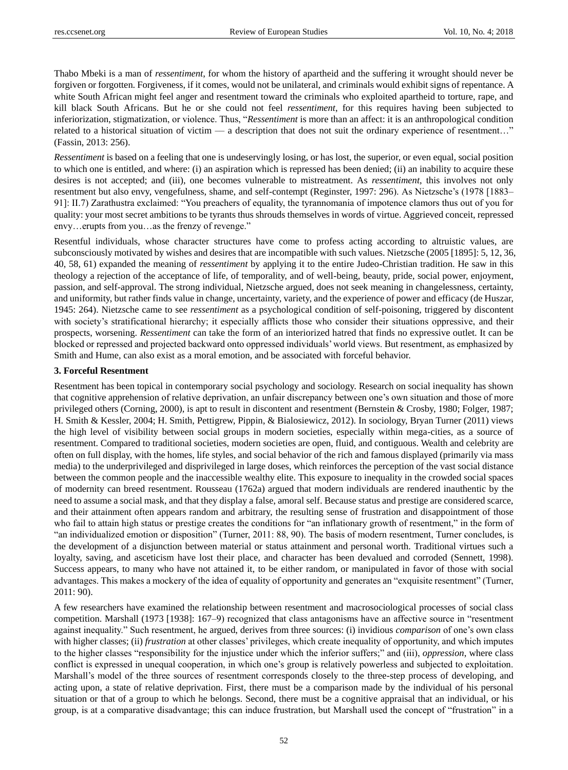Thabo Mbeki is a man of *ressentiment*, for whom the history of apartheid and the suffering it wrought should never be forgiven or forgotten. Forgiveness, if it comes, would not be unilateral, and criminals would exhibit signs of repentance. A white South African might feel anger and resentment toward the criminals who exploited apartheid to torture, rape, and kill black South Africans. But he or she could not feel *ressentiment*, for this requires having been subjected to inferiorization, stigmatization, or violence. Thus, "*Ressentiment* is more than an affect: it is an anthropological condition related to a historical situation of victim — a description that does not suit the ordinary experience of resentment…" (Fassin, 2013: 256).

*Ressentiment* is based on a feeling that one is undeservingly losing, or has lost, the superior, or even equal, social position to which one is entitled, and where: (i) an aspiration which is repressed has been denied; (ii) an inability to acquire these desires is not accepted; and (iii), one becomes vulnerable to mistreatment. As *ressentiment*, this involves not only resentment but also envy, vengefulness, shame, and self-contempt (Reginster, 1997: 296). As Nietzsche's (1978 [1883–91]: II.7) Zarathustra exclaimed: "You preachers of equality, the tyrannomania of impotence clamors thus out of you for quality: your most secret ambitions to be tyrants thus shrouds themselves in words of virtue. Aggrieved conceit, repressed envy…erupts from you…as the frenzy of revenge."

Resentful individuals, whose character structures have come to profess acting according to altruistic values, are subconsciously motivated by wishes and desires that are incompatible with such values. Nietzsche (2005 [1895]: 5, 12, 36, 40, 58, 61) expanded the meaning of *ressentiment* by applying it to the entire Judeo-Christian tradition. He saw in this theology a rejection of the acceptance of life, of temporality, and of well-being, beauty, pride, social power, enjoyment, passion, and self-approval. The strong individual, Nietzsche argued, does not seek meaning in changelessness, certainty, and uniformity, but rather finds value in change, uncertainty, variety, and the experience of power and efficacy (de Huszar, 1945: 264). Nietzsche came to see *ressentiment* as a psychological condition of self-poisoning, triggered by discontent with society's stratificational hierarchy; it especially afflicts those who consider their situations oppressive, and their prospects, worsening. *Ressentiment* can take the form of an interiorized hatred that finds no expressive outlet. It can be blocked or repressed and projected backward onto oppressed individuals' world views. But resentment, as emphasized by Smith and Hume, can also exist as a moral emotion, and be associated with forceful behavior.

### 3. Forceful Resentment

Resentment has been topical in contemporary social psychology and sociology. Research on social inequality has shown that cognitive apprehension of relative deprivation, an unfair discrepancy between one's own situation and those of more privileged others (Corning, 2000), is apt to result in discontent and resentment (Bernstein & Crosby, 1980; Folger, 1987; H. Smith & Kessler, 2004; H. Smith, Pettigrew, Pippin, & Bialosiewicz, 2012). In sociology, Bryan Turner (2011) views the high level of visibility between social groups in modern societies, especially within mega-cities, as a source of resentment. Compared to traditional societies, modern societies are open, fluid, and contiguous. Wealth and celebrity are often on full display, with the homes, life styles, and social behavior of the rich and famous displayed (primarily via mass media) to the underprivileged and disprivileged in large doses, which reinforces the perception of the vast social distance between the common people and the inaccessible wealthy elite. This exposure to inequality in the crowded social spaces of modernity can breed resentment. Rousseau (1762a) argued that modern individuals are rendered inauthentic by the need to assume a social mask, and that they display a false, amoral self. Because status and prestige are considered scarce, and their attainment often appears random and arbitrary, the resulting sense of frustration and disappointment of those who fail to attain high status or prestige creates the conditions for "an inflationary growth of resentment," in the form of "an individualized emotion or disposition" (Turner, 2011: 88, 90). The basis of modern resentment, Turner concludes, is the development of a disjunction between material or status attainment and personal worth. Traditional virtues such a loyalty, saving, and asceticism have lost their place, and character has been devalued and corroded (Sennett, 1998). Success appears, to many who have not attained it, to be either random, or manipulated in favor of those with social advantages. This makes a mockery of the idea of equality of opportunity and generates an "exquisite resentment" (Turner, 2011: 90).

A few researchers have examined the relationship between resentment and macrosociological processes of social class competition. Marshall (1973 [1938]: 167–9) recognized that class antagonisms have an affective source in "resentment against inequality." Such resentment, he argued, derives from three sources: (i) invidious *comparison* of one's own class with higher classes; (ii) *frustration* at other classes' privileges, which create inequality of opportunity, and which imputes to the higher classes "responsibility for the injustice under which the inferior suffers;" and (iii), *oppression*, where class conflict is expressed in unequal cooperation, in which one's group is relatively powerless and subjected to exploitation. Marshall's model of the three sources of resentment corresponds closely to the three-step process of developing, and acting upon, a state of relative deprivation. First, there must be a comparison made by the individual of his personal situation or that of a group to which he belongs. Second, there must be a cognitive appraisal that an individual, or his group, is at a comparative disadvantage; this can induce frustration, but Marshall used the concept of "frustration" in a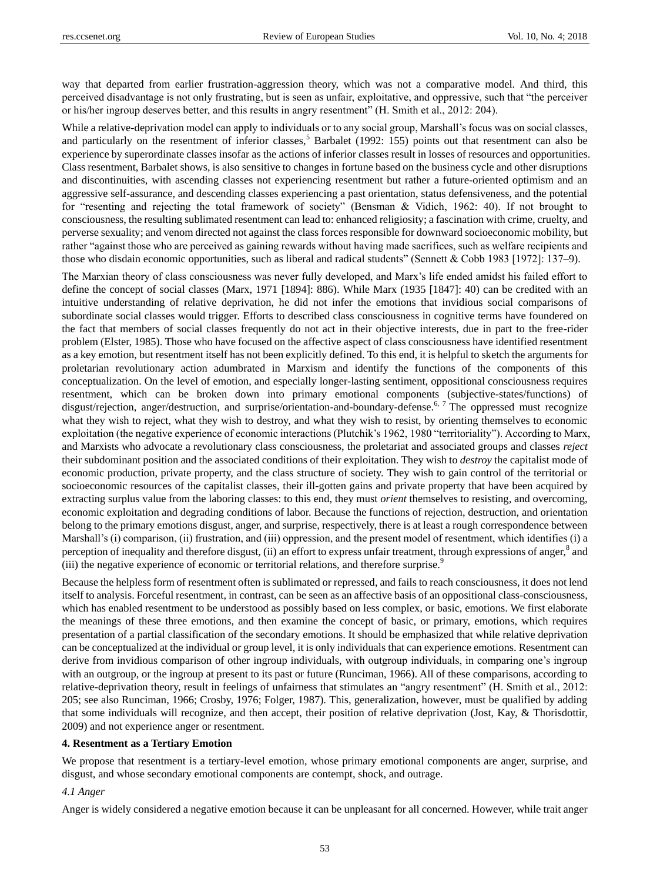way that departed from earlier frustration-aggression theory, which was not a comparative model. And third, this perceived disadvantage is not only frustrating, but is seen as unfair, exploitative, and oppressive, such that "the perceiver or his/her ingroup deserves better, and this results in angry resentment" (H. Smith et al., 2012: 204).

While a relative-deprivation model can apply to individuals or to any social group, Marshall's focus was on social classes, and particularly on the resentment of inferior classes,[5] Barbalet (1992: 155) points out that resentment can also be experience by superordinate classes insofar as the actions of inferior classes result in losses of resources and opportunities. Class resentment, Barbalet shows, is also sensitive to changes in fortune based on the business cycle and other disruptions and discontinuities, with ascending classes not experiencing resentment but rather a future-oriented optimism and an aggressive self-assurance, and descending classes experiencing a past orientation, status defensiveness, and the potential for "resenting and rejecting the total framework of society" (Bensman & Vidich, 1962: 40). If not brought to consciousness, the resulting sublimated resentment can lead to: enhanced religiosity; a fascination with crime, cruelty, and perverse sexuality; and venom directed not against the class forces responsible for downward socioeconomic mobility, but rather "against those who are perceived as gaining rewards without having made sacrifices, such as welfare recipients and those who disdain economic opportunities, such as liberal and radical students" (Sennett & Cobb 1983 [1972]: 137–9).

The Marxian theory of class consciousness was never fully developed, and Marx's life ended amidst his failed effort to define the concept of social classes (Marx, 1971 [1894]: 886). While Marx (1935 [1847]: 40) can be credited with an intuitive understanding of relative deprivation, he did not infer the emotions that invidious social comparisons of subordinate social classes would trigger. Efforts to described class consciousness in cognitive terms have foundered on the fact that members of social classes frequently do not act in their objective interests, due in part to the free-rider problem (Elster, 1985). Those who have focused on the affective aspect of class consciousness have identified resentment as a key emotion, but resentment itself has not been explicitly defined. To this end, it is helpful to sketch the arguments for proletarian revolutionary action adumbrated in Marxism and identify the functions of the components of this conceptualization. On the level of emotion, and especially longer-lasting sentiment, oppositional consciousness requires resentment, which can be broken down into primary emotional components (subjective-states/functions) of disgust/rejection, anger/destruction, and surprise/orientation-and-boundary-defense.[6, 7] The oppressed must recognize what they wish to reject, what they wish to destroy, and what they wish to resist, by orienting themselves to economic exploitation (the negative experience of economic interactions (Plutchik's 1962, 1980 "territoriality"). According to Marx, and Marxists who advocate a revolutionary class consciousness, the proletariat and associated groups and classes *reject* their subdominant position and the associated conditions of their exploitation. They wish to *destroy* the capitalist mode of economic production, private property, and the class structure of society. They wish to gain control of the territorial or socioeconomic resources of the capitalist classes, their ill-gotten gains and private property that have been acquired by extracting surplus value from the laboring classes: to this end, they must *orient* themselves to resisting, and overcoming, economic exploitation and degrading conditions of labor. Because the functions of rejection, destruction, and orientation belong to the primary emotions disgust, anger, and surprise, respectively, there is at least a rough correspondence between Marshall's (i) comparison, (ii) frustration, and (iii) oppression, and the present model of resentment, which identifies (i) a perception of inequality and therefore disgust, (ii) an effort to express unfair treatment, through expressions of anger,[8] and (iii) the negative experience of economic or territorial relations, and therefore surprise.[9]

Because the helpless form of resentment often is sublimated or repressed, and fails to reach consciousness, it does not lend itself to analysis. Forceful resentment, in contrast, can be seen as an affective basis of an oppositional class-consciousness, which has enabled resentment to be understood as possibly based on less complex, or basic, emotions. We first elaborate the meanings of these three emotions, and then examine the concept of basic, or primary, emotions, which requires presentation of a partial classification of the secondary emotions. It should be emphasized that while relative deprivation can be conceptualized at the individual or group level, it is only individuals that can experience emotions. Resentment can derive from invidious comparison of other ingroup individuals, with outgroup individuals, in comparing one's ingroup with an outgroup, or the ingroup at present to its past or future (Runciman, 1966). All of these comparisons, according to relative-deprivation theory, result in feelings of unfairness that stimulates an "angry resentment" (H. Smith et al., 2012: 205; see also Runciman, 1966; Crosby, 1976; Folger, 1987). This, generalization, however, must be qualified by adding that some individuals will recognize, and then accept, their position of relative deprivation (Jost, Kay, & Thorisdottir, 2009) and not experience anger or resentment.

## 4. Resentment as a Tertiary Emotion

We propose that resentment is a tertiary-level emotion, whose primary emotional components are anger, surprise, and disgust, and whose secondary emotional components are contempt, shock, and outrage.

### *4.1 Anger*

Anger is widely considered a negative emotion because it can be unpleasant for all concerned. However, while trait anger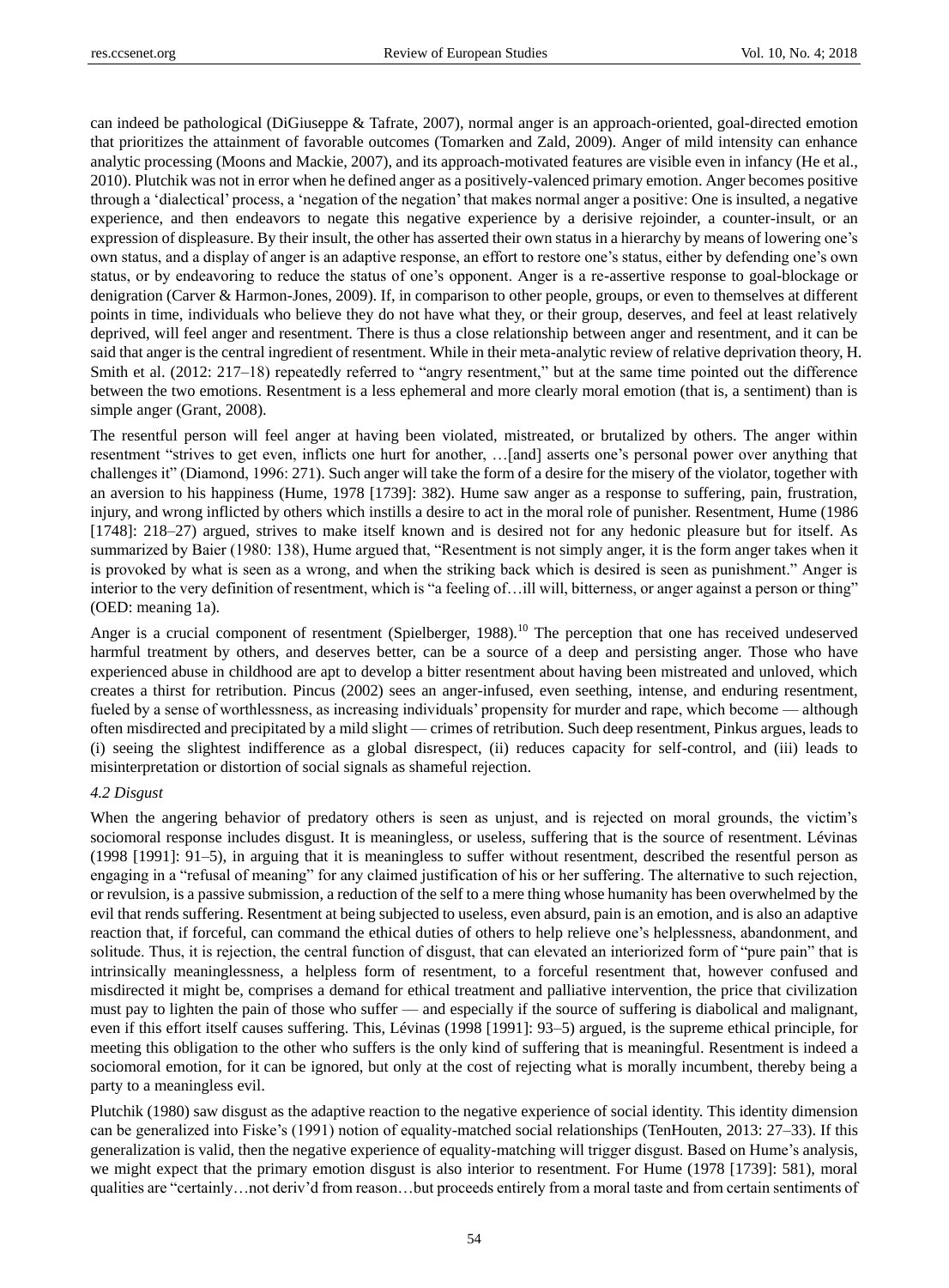can indeed be pathological (DiGiuseppe & Tafrate, 2007), normal anger is an approach-oriented, goal-directed emotion that prioritizes the attainment of favorable outcomes (Tomarken and Zald, 2009). Anger of mild intensity can enhance analytic processing (Moons and Mackie, 2007), and its approach-motivated features are visible even in infancy (He et al., 2010). Plutchik was not in error when he defined anger as a positively-valenced primary emotion. Anger becomes positive through a 'dialectical' process, a 'negation of the negation' that makes normal anger a positive: One is insulted, a negative experience, and then endeavors to negate this negative experience by a derisive rejoinder, a counter-insult, or an expression of displeasure. By their insult, the other has asserted their own status in a hierarchy by means of lowering one's own status, and a display of anger is an adaptive response, an effort to restore one's status, either by defending one's own status, or by endeavoring to reduce the status of one's opponent. Anger is a re-assertive response to goal-blockage or denigration (Carver & Harmon-Jones, 2009). If, in comparison to other people, groups, or even to themselves at different points in time, individuals who believe they do not have what they, or their group, deserves, and feel at least relatively deprived, will feel anger and resentment. There is thus a close relationship between anger and resentment, and it can be said that anger is the central ingredient of resentment. While in their meta-analytic review of relative deprivation theory, H. Smith et al. (2012: 217–18) repeatedly referred to "angry resentment," but at the same time pointed out the difference between the two emotions. Resentment is a less ephemeral and more clearly moral emotion (that is, a sentiment) than is simple anger (Grant, 2008).

The resentful person will feel anger at having been violated, mistreated, or brutalized by others. The anger within resentment "strives to get even, inflicts one hurt for another, …[and] asserts one's personal power over anything that challenges it" (Diamond, 1996: 271). Such anger will take the form of a desire for the misery of the violator, together with an aversion to his happiness (Hume, 1978 [1739]: 382). Hume saw anger as a response to suffering, pain, frustration, injury, and wrong inflicted by others which instills a desire to act in the moral role of punisher. Resentment, Hume (1986 [1748]: 218–27) argued, strives to make itself known and is desired not for any hedonic pleasure but for itself. As summarized by Baier (1980: 138), Hume argued that, "Resentment is not simply anger, it is the form anger takes when it is provoked by what is seen as a wrong, and when the striking back which is desired is seen as punishment." Anger is interior to the very definition of resentment, which is "a feeling of…ill will, bitterness, or anger against a person or thing" (OED: meaning 1a).

Anger is a crucial component of resentment (Spielberger, 1988).[10] The perception that one has received undeserved harmful treatment by others, and deserves better, can be a source of a deep and persisting anger. Those who have experienced abuse in childhood are apt to develop a bitter resentment about having been mistreated and unloved, which creates a thirst for retribution. Pincus (2002) sees an anger-infused, even seething, intense, and enduring resentment, fueled by a sense of worthlessness, as increasing individuals' propensity for murder and rape, which become — although often misdirected and precipitated by a mild slight — crimes of retribution. Such deep resentment, Pinkus argues, leads to (i) seeing the slightest indifference as a global disrespect, (ii) reduces capacity for self-control, and (iii) leads to misinterpretation or distortion of social signals as shameful rejection.

*4.2 Disgust*

When the angering behavior of predatory others is seen as unjust, and is rejected on moral grounds, the victim's sociomoral response includes disgust. It is meaningless, or useless, suffering that is the source of resentment. Lévinas (1998 [1991]: 91–5), in arguing that it is meaningless to suffer without resentment, described the resentful person as engaging in a "refusal of meaning" for any claimed justification of his or her suffering. The alternative to such rejection, or revulsion, is a passive submission, a reduction of the self to a mere thing whose humanity has been overwhelmed by the evil that rends suffering. Resentment at being subjected to useless, even absurd, pain is an emotion, and is also an adaptive reaction that, if forceful, can command the ethical duties of others to help relieve one's helplessness, abandonment, and solitude. Thus, it is rejection, the central function of disgust, that can elevated an interiorized form of "pure pain" that is intrinsically meaninglessness, a helpless form of resentment, to a forceful resentment that, however confused and misdirected it might be, comprises a demand for ethical treatment and palliative intervention, the price that civilization must pay to lighten the pain of those who suffer — and especially if the source of suffering is diabolical and malignant, even if this effort itself causes suffering. This, Lévinas (1998 [1991]: 93–5) argued, is the supreme ethical principle, for meeting this obligation to the other who suffers is the only kind of suffering that is meaningful. Resentment is indeed a sociomoral emotion, for it can be ignored, but only at the cost of rejecting what is morally incumbent, thereby being a party to a meaningless evil.

Plutchik (1980) saw disgust as the adaptive reaction to the negative experience of social identity. This identity dimension can be generalized into Fiske's (1991) notion of equality-matched social relationships (TenHouten, 2013: 27–33). If this generalization is valid, then the negative experience of equality-matching will trigger disgust. Based on Hume's analysis, we might expect that the primary emotion disgust is also interior to resentment. For Hume (1978 [1739]: 581), moral qualities are "certainly…not deriv'd from reason…but proceeds entirely from a moral taste and from certain sentiments of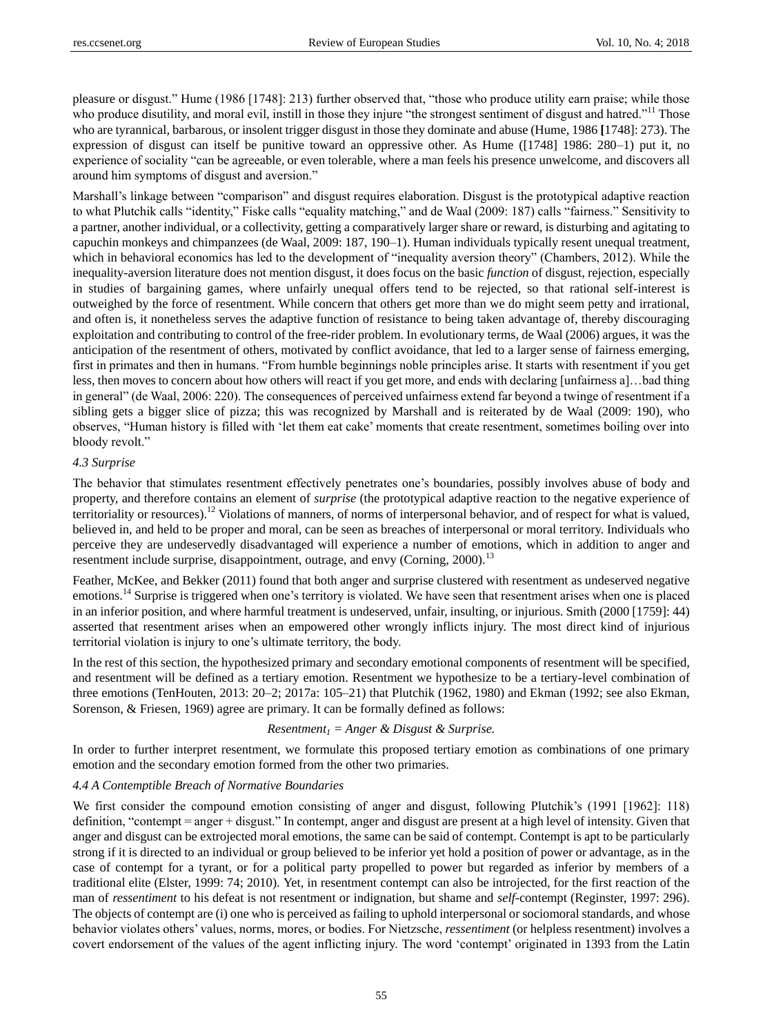pleasure or disgust." Hume (1986 [1748]: 213) further observed that, "those who produce utility earn praise; while those who produce disutility, and moral evil, instill in those they injure "the strongest sentiment of disgust and hatred."[11] Those who are tyrannical, barbarous, or insolent trigger disgust in those they dominate and abuse (Hume, 1986 [1748]: 273). The expression of disgust can itself be punitive toward an oppressive other. As Hume ([1748] 1986: 280–1) put it, no experience of sociality "can be agreeable, or even tolerable, where a man feels his presence unwelcome, and discovers all around him symptoms of disgust and aversion."

Marshall's linkage between "comparison" and disgust requires elaboration. Disgust is the prototypical adaptive reaction to what Plutchik calls "identity," Fiske calls "equality matching," and de Waal (2009: 187) calls "fairness." Sensitivity to a partner, another individual, or a collectivity, getting a comparatively larger share or reward, is disturbing and agitating to capuchin monkeys and chimpanzees (de Waal, 2009: 187, 190–1). Human individuals typically resent unequal treatment, which in behavioral economics has led to the development of "inequality aversion theory" (Chambers, 2012). While the inequality-aversion literature does not mention disgust, it does focus on the basic *function* of disgust, rejection, especially in studies of bargaining games, where unfairly unequal offers tend to be rejected, so that rational self-interest is outweighed by the force of resentment. While concern that others get more than we do might seem petty and irrational, and often is, it nonetheless serves the adaptive function of resistance to being taken advantage of, thereby discouraging exploitation and contributing to control of the free-rider problem. In evolutionary terms, de Waal (2006) argues, it was the anticipation of the resentment of others, motivated by conflict avoidance, that led to a larger sense of fairness emerging, first in primates and then in humans. "From humble beginnings noble principles arise. It starts with resentment if you get less, then moves to concern about how others will react if you get more, and ends with declaring [unfairness a]…bad thing in general" (de Waal, 2006: 220). The consequences of perceived unfairness extend far beyond a twinge of resentment if a sibling gets a bigger slice of pizza; this was recognized by Marshall and is reiterated by de Waal (2009: 190), who observes, "Human history is filled with 'let them eat cake' moments that create resentment, sometimes boiling over into bloody revolt."

### *4.3 Surprise*

The behavior that stimulates resentment effectively penetrates one's boundaries, possibly involves abuse of body and property, and therefore contains an element of *surprise* (the prototypical adaptive reaction to the negative experience of territoriality or resources).[12] Violations of manners, of norms of interpersonal behavior, and of respect for what is valued, believed in, and held to be proper and moral, can be seen as breaches of interpersonal or moral territory. Individuals who perceive they are undeservedly disadvantaged will experience a number of emotions, which in addition to anger and resentment include surprise, disappointment, outrage, and envy (Corning, 2000).[13]

Feather, McKee, and Bekker (2011) found that both anger and surprise clustered with resentment as undeserved negative emotions.[14] Surprise is triggered when one's territory is violated. We have seen that resentment arises when one is placed in an inferior position, and where harmful treatment is undeserved, unfair, insulting, or injurious. Smith (2000 [1759]: 44) asserted that resentment arises when an empowered other wrongly inflicts injury. The most direct kind of injurious territorial violation is injury to one's ultimate territory, the body.

In the rest of this section, the hypothesized primary and secondary emotional components of resentment will be specified, and resentment will be defined as a tertiary emotion. Resentment we hypothesize to be a tertiary-level combination of three emotions (TenHouten, 2013: 20–2; 2017a: 105–21) that Plutchik (1962, 1980) and Ekman (1992; see also Ekman, Sorenson, & Friesen, 1969) agree are primary. It can be formally defined as follows:

$$Resentment_1 = Anger \;\&\; Disgust \;\&\; Surprise.$$

In order to further interpret resentment, we formulate this proposed tertiary emotion as combinations of one primary emotion and the secondary emotion formed from the other two primaries.

### *4.4 A Contemptible Breach of Normative Boundaries*

We first consider the compound emotion consisting of anger and disgust, following Plutchik's (1991 [1962]: 118) definition, "contempt = anger + disgust." In contempt, anger and disgust are present at a high level of intensity. Given that anger and disgust can be extrojected moral emotions, the same can be said of contempt. Contempt is apt to be particularly strong if it is directed to an individual or group believed to be inferior yet hold a position of power or advantage, as in the case of contempt for a tyrant, or for a political party propelled to power but regarded as inferior by members of a traditional elite (Elster, 1999: 74; 2010). Yet, in resentment contempt can also be introjected, for the first reaction of the man of *ressentiment* to his defeat is not resentment or indignation, but shame and *self*-contempt (Reginster, 1997: 296). The objects of contempt are (i) one who is perceived as failing to uphold interpersonal or sociomoral standards, and whose behavior violates others' values, norms, mores, or bodies. For Nietzsche, *ressentiment* (or helpless resentment) involves a covert endorsement of the values of the agent inflicting injury. The word 'contempt' originated in 1393 from the Latin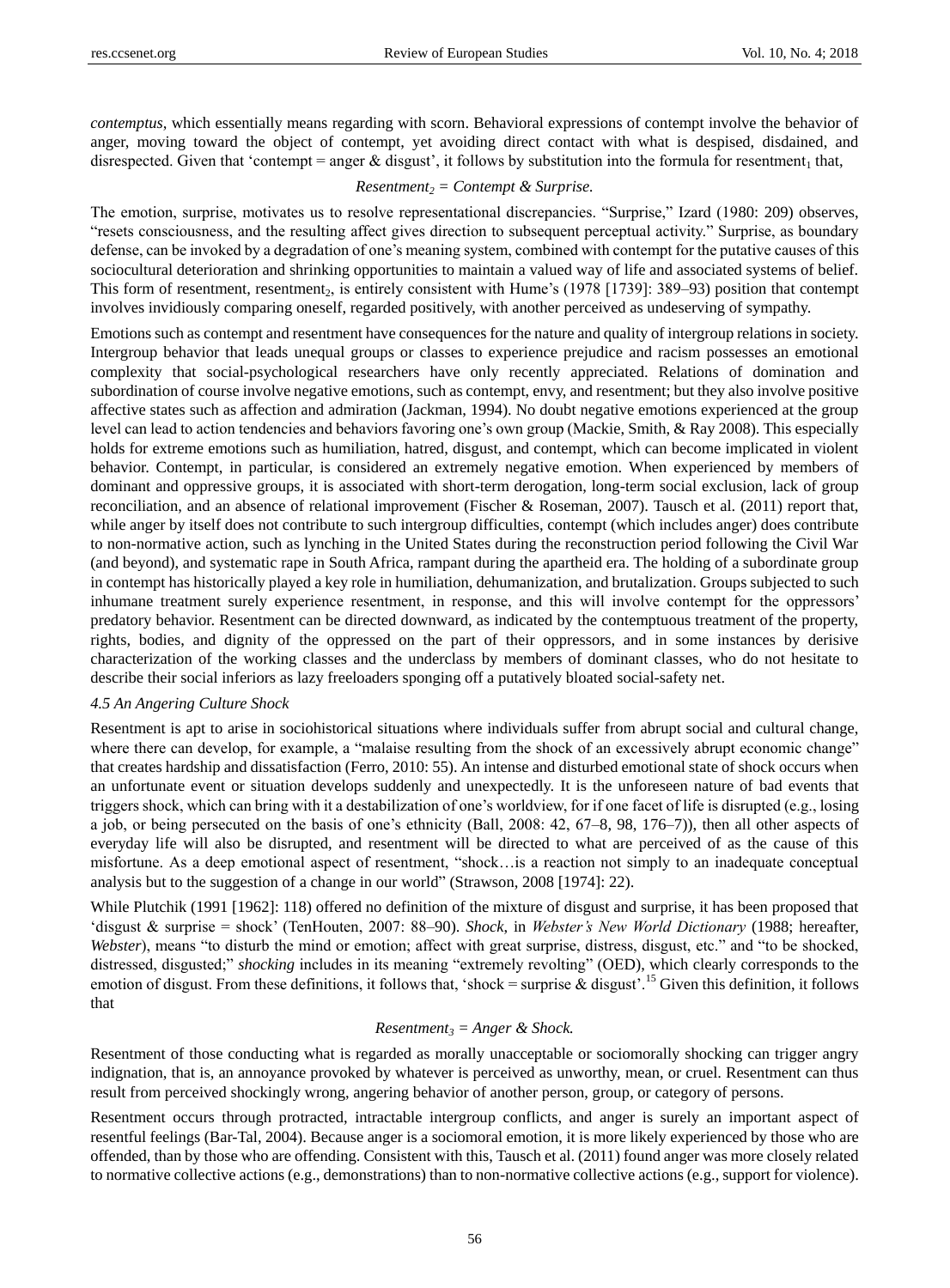*contemptus*, which essentially means regarding with scorn. Behavioral expressions of contempt involve the behavior of anger, moving toward the object of contempt, yet avoiding direct contact with what is despised, disdained, and disrespected. Given that 'contempt = anger & disgust', it follows by substitution into the formula for $resentment_1$ that,

$$Resentment_2 = Contempt \ \& \ Surprise.$$

The emotion, surprise, motivates us to resolve representational discrepancies. "Surprise," Izard (1980: 209) observes, "resets consciousness, and the resulting affect gives direction to subsequent perceptual activity." Surprise, as boundary defense, can be invoked by a degradation of one's meaning system, combined with contempt for the putative causes of this sociocultural deterioration and shrinking opportunities to maintain a valued way of life and associated systems of belief. This form of resentment, $resentment_2$, is entirely consistent with Hume's (1978 [1739]: 389–93) position that contempt involves invidiously comparing oneself, regarded positively, with another perceived as undeserving of sympathy.

Emotions such as contempt and resentment have consequences for the nature and quality of intergroup relations in society. Intergroup behavior that leads unequal groups or classes to experience prejudice and racism possesses an emotional complexity that social-psychological researchers have only recently appreciated. Relations of domination and subordination of course involve negative emotions, such as contempt, envy, and resentment; but they also involve positive affective states such as affection and admiration (Jackman, 1994). No doubt negative emotions experienced at the group level can lead to action tendencies and behaviors favoring one's own group (Mackie, Smith, & Ray 2008). This especially holds for extreme emotions such as humiliation, hatred, disgust, and contempt, which can become implicated in violent behavior. Contempt, in particular, is considered an extremely negative emotion. When experienced by members of dominant and oppressive groups, it is associated with short-term derogation, long-term social exclusion, lack of group reconciliation, and an absence of relational improvement (Fischer & Roseman, 2007). Tausch et al. (2011) report that, while anger by itself does not contribute to such intergroup difficulties, contempt (which includes anger) does contribute to non-normative action, such as lynching in the United States during the reconstruction period following the Civil War (and beyond), and systematic rape in South Africa, rampant during the apartheid era. The holding of a subordinate group in contempt has historically played a key role in humiliation, dehumanization, and brutalization. Groups subjected to such inhumane treatment surely experience resentment, in response, and this will involve contempt for the oppressors' predatory behavior. Resentment can be directed downward, as indicated by the contemptuous treatment of the property, rights, bodies, and dignity of the oppressed on the part of their oppressors, and in some instances by derisive characterization of the working classes and the underclass by members of dominant classes, who do not hesitate to describe their social inferiors as lazy freeloaders sponging off a putatively bloated social-safety net.

#### *4.5 An Angering Culture Shock*

Resentment is apt to arise in sociohistorical situations where individuals suffer from abrupt social and cultural change, where there can develop, for example, a "malaise resulting from the shock of an excessively abrupt economic change" that creates hardship and dissatisfaction (Ferro, 2010: 55). An intense and disturbed emotional state of shock occurs when an unfortunate event or situation develops suddenly and unexpectedly. It is the unforeseen nature of bad events that triggers shock, which can bring with it a destabilization of one's worldview, for if one facet of life is disrupted (e.g., losing a job, or being persecuted on the basis of one's ethnicity (Ball, 2008: 42, 67–8, 98, 176–7)), then all other aspects of everyday life will also be disrupted, and resentment will be directed to what are perceived of as the cause of this misfortune. As a deep emotional aspect of resentment, "shock…is a reaction not simply to an inadequate conceptual analysis but to the suggestion of a change in our world" (Strawson, 2008 [1974]: 22).

While Plutchik (1991 [1962]: 118) offered no definition of the mixture of disgust and surprise, it has been proposed that 'disgust & surprise = shock' (TenHouten, 2007: 88–90). *Shock*, in *Webster's New World Dictionary* (1988; hereafter, *Webster*), means "to disturb the mind or emotion; affect with great surprise, distress, disgust, etc." and "to be shocked, distressed, disgusted;" *shocking* includes in its meaning "extremely revolting" (OED), which clearly corresponds to the emotion of disgust. From these definitions, it follows that, 'shock = surprise & disgust'.[15] Given this definition, it follows that

$$Resentment_3 = Anger \ \& \ Shock.$$

Resentment of those conducting what is regarded as morally unacceptable or sociomorally shocking can trigger angry indignation, that is, an annoyance provoked by whatever is perceived as unworthy, mean, or cruel. Resentment can thus result from perceived shockingly wrong, angering behavior of another person, group, or category of persons.

Resentment occurs through protracted, intractable intergroup conflicts, and anger is surely an important aspect of resentful feelings (Bar-Tal, 2004). Because anger is a sociomoral emotion, it is more likely experienced by those who are offended, than by those who are offending. Consistent with this, Tausch et al. (2011) found anger was more closely related to normative collective actions (e.g., demonstrations) than to non-normative collective actions (e.g., support for violence).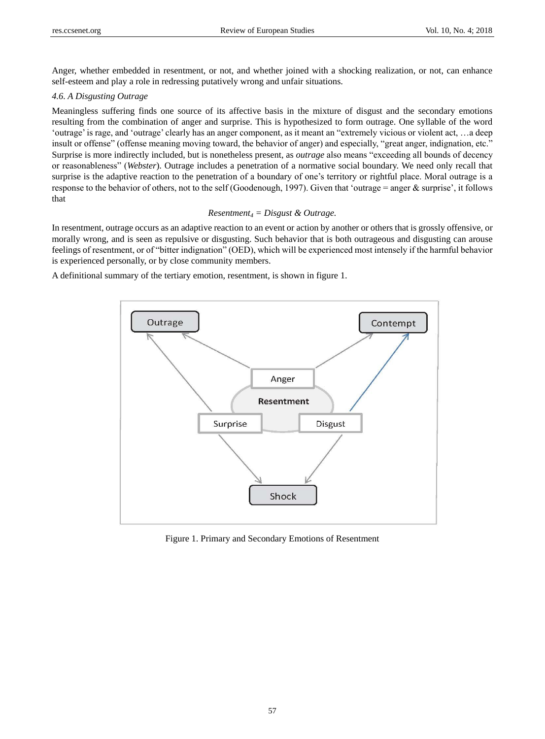Anger, whether embedded in resentment, or not, and whether joined with a shocking realization, or not, can enhance self-esteem and play a role in redressing putatively wrong and unfair situations.

### *4.6. A Disgusting Outrage*

Meaningless suffering finds one source of its affective basis in the mixture of disgust and the secondary emotions resulting from the combination of anger and surprise. This is hypothesized to form outrage. One syllable of the word 'outrage' is rage, and 'outrage' clearly has an anger component, as it meant an "extremely vicious or violent act, …a deep insult or offense" (offense meaning moving toward, the behavior of anger) and especially, "great anger, indignation, etc." Surprise is more indirectly included, but is nonetheless present, as *outrage* also means "exceeding all bounds of decency or reasonableness" (*Webster*). Outrage includes a penetration of a normative social boundary. We need only recall that surprise is the adaptive reaction to the penetration of a boundary of one's territory or rightful place. Moral outrage is a response to the behavior of others, not to the self (Goodenough, 1997). Given that 'outrage = anger & surprise', it follows that

$$Resentment_4 = Disgust\ \&\ Outrage.$$

In resentment, outrage occurs as an adaptive reaction to an event or action by another or others that is grossly offensive, or morally wrong, and is seen as repulsive or disgusting. Such behavior that is both outrageous and disgusting can arouse feelings of resentment, or of "bitter indignation" (OED), which will be experienced most intensely if the harmful behavior is experienced personally, or by close community members.

A definitional summary of the tertiary emotion, resentment, is shown in figure 1.

Figure 1. Primary and Secondary Emotions of Resentment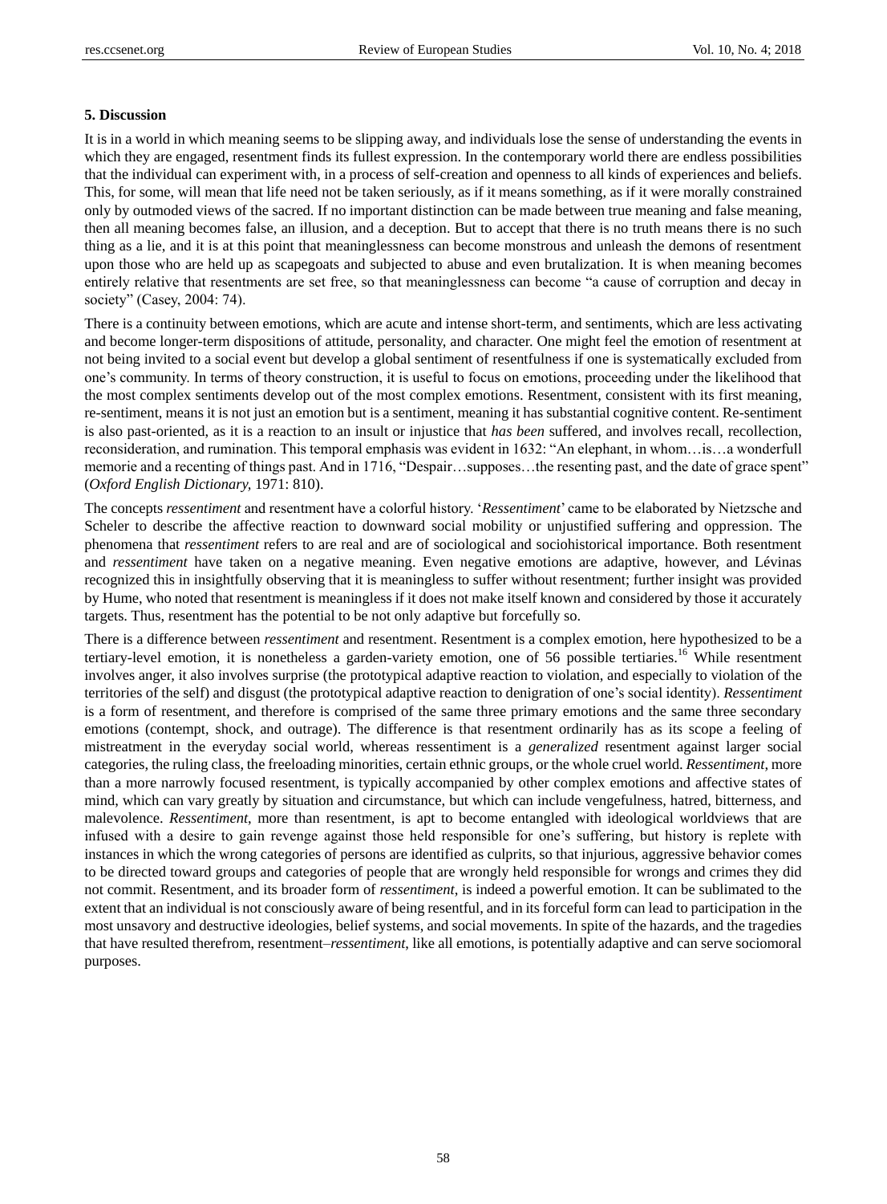### 5. Discussion

It is in a world in which meaning seems to be slipping away, and individuals lose the sense of understanding the events in which they are engaged, resentment finds its fullest expression. In the contemporary world there are endless possibilities that the individual can experiment with, in a process of self-creation and openness to all kinds of experiences and beliefs. This, for some, will mean that life need not be taken seriously, as if it means something, as if it were morally constrained only by outmoded views of the sacred. If no important distinction can be made between true meaning and false meaning, then all meaning becomes false, an illusion, and a deception. But to accept that there is no truth means there is no such thing as a lie, and it is at this point that meaninglessness can become monstrous and unleash the demons of resentment upon those who are held up as scapegoats and subjected to abuse and even brutalization. It is when meaning becomes entirely relative that resentments are set free, so that meaninglessness can become "a cause of corruption and decay in society" (Casey, 2004: 74).

There is a continuity between emotions, which are acute and intense short-term, and sentiments, which are less activating and become longer-term dispositions of attitude, personality, and character. One might feel the emotion of resentment at not being invited to a social event but develop a global sentiment of resentfulness if one is systematically excluded from one's community. In terms of theory construction, it is useful to focus on emotions, proceeding under the likelihood that the most complex sentiments develop out of the most complex emotions. Resentment, consistent with its first meaning, re-sentiment, means it is not just an emotion but is a sentiment, meaning it has substantial cognitive content. Re-sentiment is also past-oriented, as it is a reaction to an insult or injustice that *has been* suffered, and involves recall, recollection, reconsideration, and rumination. This temporal emphasis was evident in 1632: "An elephant, in whom…is…a wonderfull memorie and a recenting of things past. And in 1716, "Despair…supposes…the resenting past, and the date of grace spent" (*Oxford English Dictionary,* 1971: 810).

The concepts *ressentiment* and resentment have a colorful history. '*Ressentiment*' came to be elaborated by Nietzsche and Scheler to describe the affective reaction to downward social mobility or unjustified suffering and oppression. The phenomena that *ressentiment* refers to are real and are of sociological and sociohistorical importance. Both resentment and *ressentiment* have taken on a negative meaning. Even negative emotions are adaptive, however, and Lévinas recognized this in insightfully observing that it is meaningless to suffer without resentment; further insight was provided by Hume, who noted that resentment is meaningless if it does not make itself known and considered by those it accurately targets. Thus, resentment has the potential to be not only adaptive but forcefully so.

There is a difference between *ressentiment* and resentment. Resentment is a complex emotion, here hypothesized to be a tertiary-level emotion, it is nonetheless a garden-variety emotion, one of 56 possible tertiaries.[16] While resentment involves anger, it also involves surprise (the prototypical adaptive reaction to violation, and especially to violation of the territories of the self) and disgust (the prototypical adaptive reaction to denigration of one's social identity). *Ressentiment* is a form of resentment, and therefore is comprised of the same three primary emotions and the same three secondary emotions (contempt, shock, and outrage). The difference is that resentment ordinarily has as its scope a feeling of mistreatment in the everyday social world, whereas ressentiment is a *generalized* resentment against larger social categories, the ruling class, the freeloading minorities, certain ethnic groups, or the whole cruel world. *Ressentiment*, more than a more narrowly focused resentment, is typically accompanied by other complex emotions and affective states of mind, which can vary greatly by situation and circumstance, but which can include vengefulness, hatred, bitterness, and malevolence. *Ressentiment*, more than resentment, is apt to become entangled with ideological worldviews that are infused with a desire to gain revenge against those held responsible for one's suffering, but history is replete with instances in which the wrong categories of persons are identified as culprits, so that injurious, aggressive behavior comes to be directed toward groups and categories of people that are wrongly held responsible for wrongs and crimes they did not commit. Resentment, and its broader form of *ressentiment*, is indeed a powerful emotion. It can be sublimated to the extent that an individual is not consciously aware of being resentful, and in its forceful form can lead to participation in the most unsavory and destructive ideologies, belief systems, and social movements. In spite of the hazards, and the tragedies that have resulted therefrom, resentment–*ressentiment*, like all emotions, is potentially adaptive and can serve sociomoral purposes.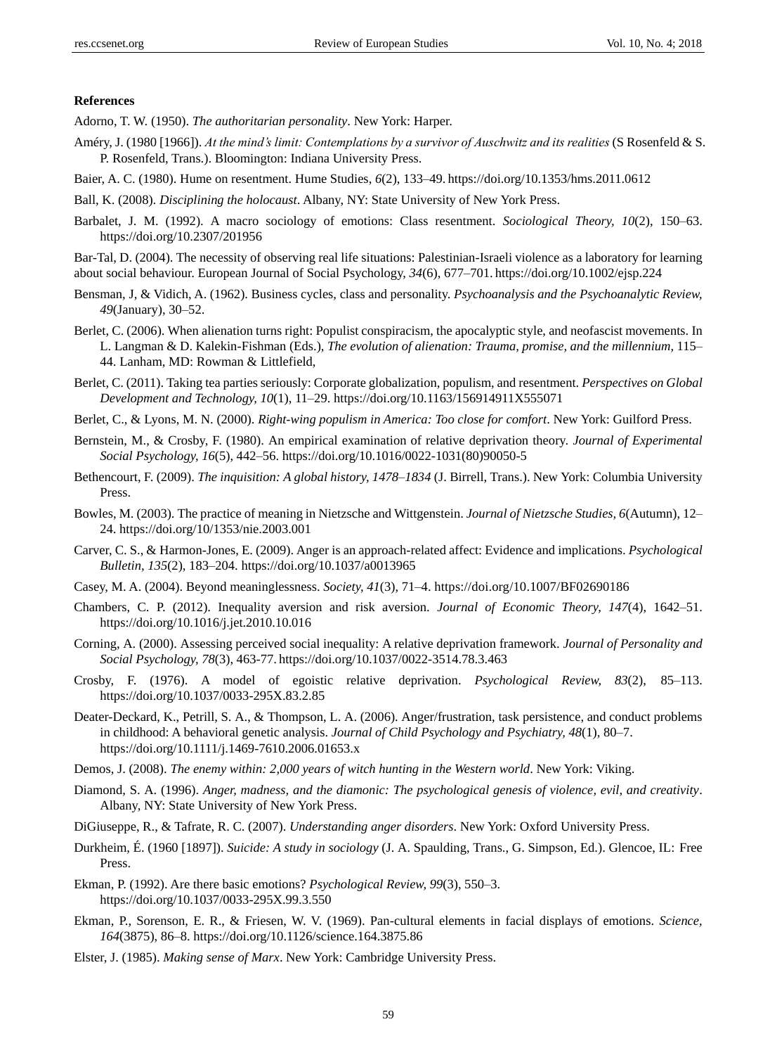**References**

Adorno, T. W. (1950). *The authoritarian personality*. New York: Harper.

Améry, J. (1980 [1966]). *At the mind's limit: Contemplations by a survivor of Auschwitz and its realities* (S Rosenfeld & S. P. Rosenfeld, Trans.). Bloomington: Indiana University Press.

Baier, A. C. (1980). Hume on resentment. Hume Studies, *6*(2), 133–49. https://doi.org/10.1353/hms.2011.0612

Ball, K. (2008). *Disciplining the holocaust*. Albany, NY: State University of New York Press.

Barbalet, J. M. (1992). A macro sociology of emotions: Class resentment. *Sociological Theory, 10*(2), 150–63. https://doi.org/10.2307/201956

Bar-Tal, D. (2004). The necessity of observing real life situations: Palestinian-Israeli violence as a laboratory for learning about social behaviour. European Journal of Social Psychology, *34*(6), 677–701. https://doi.org/10.1002/ejsp.224

Bensman, J, & Vidich, A. (1962). Business cycles, class and personality. *Psychoanalysis and the Psychoanalytic Review, 49*(January), 30–52.

Berlet, C. (2006). When alienation turns right: Populist conspiracism, the apocalyptic style, and neofascist movements. In L. Langman & D. Kalekin-Fishman (Eds.), *The evolution of alienation: Trauma, promise, and the millennium,* 115–44. Lanham, MD: Rowman & Littlefield,

Berlet, C. (2011). Taking tea parties seriously: Corporate globalization, populism, and resentment. *Perspectives on Global Development and Technology, 10*(1), 11–29. https://doi.org/10.1163/156914911X555071

Berlet, C., & Lyons, M. N. (2000). *Right-wing populism in America: Too close for comfort*. New York: Guilford Press.

Bernstein, M., & Crosby, F. (1980). An empirical examination of relative deprivation theory. *Journal of Experimental Social Psychology, 16*(5), 442–56. https://doi.org/10.1016/0022-1031(80)90050-5

Bethencourt, F. (2009). *The inquisition: A global history, 1478–1834* (J. Birrell, Trans.). New York: Columbia University Press.

Bowles, M. (2003). The practice of meaning in Nietzsche and Wittgenstein. *Journal of Nietzsche Studies, 6*(Autumn), 12–24. https://doi.org/10/1353/nie.2003.001

Carver, C. S., & Harmon-Jones, E. (2009). Anger is an approach-related affect: Evidence and implications. *Psychological Bulletin, 135*(2), 183–204. https://doi.org/10.1037/a0013965

Casey, M. A. (2004). Beyond meaninglessness. *Society, 41*(3), 71–4. https://doi.org/10.1007/BF02690186

Chambers, C. P. (2012). Inequality aversion and risk aversion. *Journal of Economic Theory, 147*(4), 1642–51. https://doi.org/10.1016/j.jet.2010.10.016

Corning, A. (2000). Assessing perceived social inequality: A relative deprivation framework. *Journal of Personality and Social Psychology, 78*(3), 463-77. https://doi.org/10.1037/0022-3514.78.3.463

Crosby, F. (1976). A model of egoistic relative deprivation. *Psychological Review, 83*(2), 85–113. https://doi.org/10.1037/0033-295X.83.2.85

Deater-Deckard, K., Petrill, S. A., & Thompson, L. A. (2006). Anger/frustration, task persistence, and conduct problems in childhood: A behavioral genetic analysis. *Journal of Child Psychology and Psychiatry, 48*(1), 80–7. https://doi.org/10.1111/j.1469-7610.2006.01653.x

Demos, J. (2008). *The enemy within: 2,000 years of witch hunting in the Western world*. New York: Viking.

Diamond, S. A. (1996). *Anger, madness, and the diamonic: The psychological genesis of violence, evil, and creativity*. Albany, NY: State University of New York Press.

DiGiuseppe, R., & Tafrate, R. C. (2007). *Understanding anger disorders*. New York: Oxford University Press.

Durkheim, É. (1960 [1897]). *Suicide: A study in sociology* (J. A. Spaulding, Trans., G. Simpson, Ed.). Glencoe, IL: Free Press.

Ekman, P. (1992). Are there basic emotions? *Psychological Review, 99*(3), 550–3. https://doi.org/10.1037/0033-295X.99.3.550

Ekman, P., Sorenson, E. R., & Friesen, W. V. (1969). Pan-cultural elements in facial displays of emotions. *Science, 164*(3875), 86–8. https://doi.org/10.1126/science.164.3875.86

Elster, J. (1985). *Making sense of Marx*. New York: Cambridge University Press.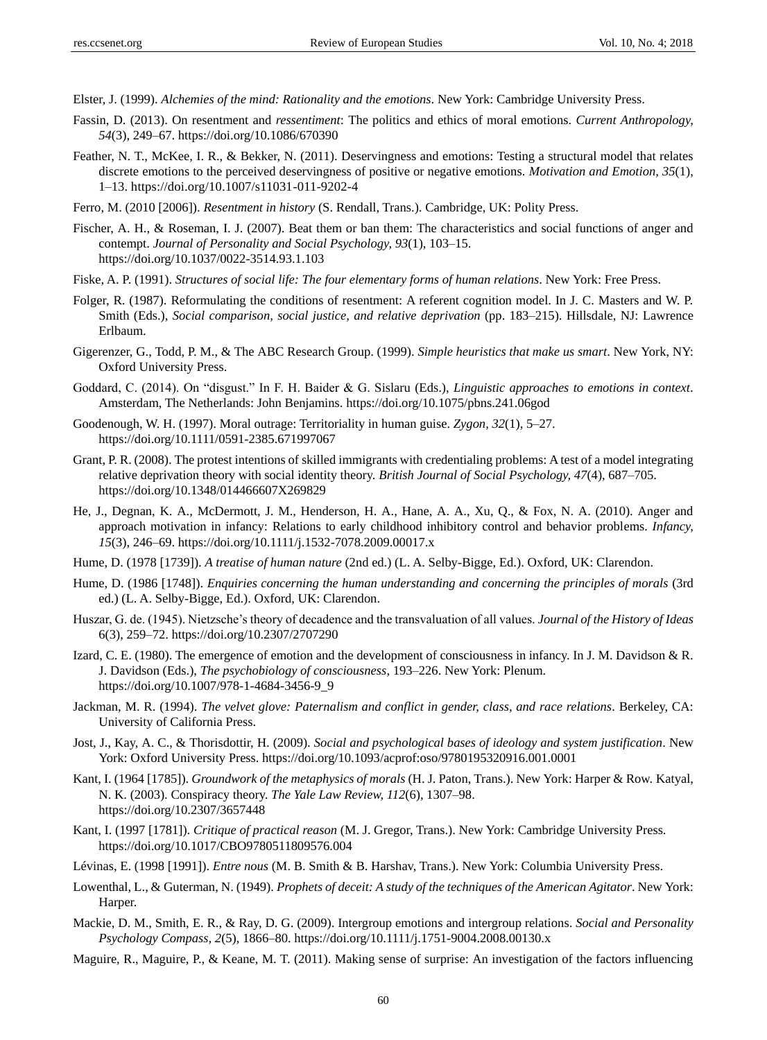Elster, J. (1999). *Alchemies of the mind: Rationality and the emotions*. New York: Cambridge University Press.

Fassin, D. (2013). On resentment and *ressentiment*: The politics and ethics of moral emotions. *Current Anthropology, 54*(3), 249–67. https://doi.org/10.1086/670390

Feather, N. T., McKee, I. R., & Bekker, N. (2011). Deservingness and emotions: Testing a structural model that relates discrete emotions to the perceived deservingness of positive or negative emotions. *Motivation and Emotion, 35*(1), 1–13. https://doi.org/10.1007/s11031-011-9202-4

Ferro, M. (2010 [2006]). *Resentment in history* (S. Rendall, Trans.). Cambridge, UK: Polity Press.

Fischer, A. H., & Roseman, I. J. (2007). Beat them or ban them: The characteristics and social functions of anger and contempt. *Journal of Personality and Social Psychology, 93*(1), 103–15. https://doi.org/10.1037/0022-3514.93.1.103

Fiske, A. P. (1991). *Structures of social life: The four elementary forms of human relations*. New York: Free Press.

Folger, R. (1987). Reformulating the conditions of resentment: A referent cognition model. In J. C. Masters and W. P. Smith (Eds.), *Social comparison, social justice, and relative deprivation* (pp. 183–215). Hillsdale, NJ: Lawrence Erlbaum.

Gigerenzer, G., Todd, P. M., & The ABC Research Group. (1999). *Simple heuristics that make us smart*. New York, NY: Oxford University Press.

Goddard, C. (2014). On "disgust." In F. H. Baider & G. Sislaru (Eds.), *Linguistic approaches to emotions in context*. Amsterdam, The Netherlands: John Benjamins. https://doi.org/10.1075/pbns.241.06god

Goodenough, W. H. (1997). Moral outrage: Territoriality in human guise. *Zygon, 32*(1), 5–27. https://doi.org/10.1111/0591-2385.671997067

Grant, P. R. (2008). The protest intentions of skilled immigrants with credentialing problems: A test of a model integrating relative deprivation theory with social identity theory. *British Journal of Social Psychology, 47*(4), 687–705. https://doi.org/10.1348/014466607X269829

He, J., Degnan, K. A., McDermott, J. M., Henderson, H. A., Hane, A. A., Xu, Q., & Fox, N. A. (2010). Anger and approach motivation in infancy: Relations to early childhood inhibitory control and behavior problems. *Infancy, 15*(3), 246–69. https://doi.org/10.1111/j.1532-7078.2009.00017.x

Hume, D. (1978 [1739]). *A treatise of human nature* (2nd ed.) (L. A. Selby-Bigge, Ed.). Oxford, UK: Clarendon.

Hume, D. (1986 [1748]). *Enquiries concerning the human understanding and concerning the principles of morals* (3rd ed.) (L. A. Selby-Bigge, Ed.). Oxford, UK: Clarendon.

Huszar, G. de. (1945). Nietzsche's theory of decadence and the transvaluation of all values. *Journal of the History of Ideas* 6(3), 259–72. https://doi.org/10.2307/2707290

Izard, C. E. (1980). The emergence of emotion and the development of consciousness in infancy. In J. M. Davidson & R. J. Davidson (Eds.), *The psychobiology of consciousness*, 193–226. New York: Plenum. https://doi.org/10.1007/978-1-4684-3456-9_9

Jackman, M. R. (1994). *The velvet glove: Paternalism and conflict in gender, class, and race relations*. Berkeley, CA: University of California Press.

Jost, J., Kay, A. C., & Thorisdottir, H. (2009). *Social and psychological bases of ideology and system justification*. New York: Oxford University Press. https://doi.org/10.1093/acprof:oso/9780195320916.001.0001

Kant, I. (1964 [1785]). *Groundwork of the metaphysics of morals* (H. J. Paton, Trans.). New York: Harper & Row. Katyal, N. K. (2003). Conspiracy theory. *The Yale Law Review, 112*(6), 1307–98. https://doi.org/10.2307/3657448

Kant, I. (1997 [1781]). *Critique of practical reason* (M. J. Gregor, Trans.). New York: Cambridge University Press. https://doi.org/10.1017/CBO9780511809576.004

Lévinas, E. (1998 [1991]). *Entre nous* (M. B. Smith & B. Harshav, Trans.). New York: Columbia University Press.

Lowenthal, L., & Guterman, N. (1949). *Prophets of deceit: A study of the techniques of the American Agitator*. New York: Harper.

Mackie, D. M., Smith, E. R., & Ray, D. G. (2009). Intergroup emotions and intergroup relations. *Social and Personality Psychology Compass, 2*(5), 1866–80. https://doi.org/10.1111/j.1751-9004.2008.00130.x

Maguire, R., Maguire, P., & Keane, M. T. (2011). Making sense of surprise: An investigation of the factors influencing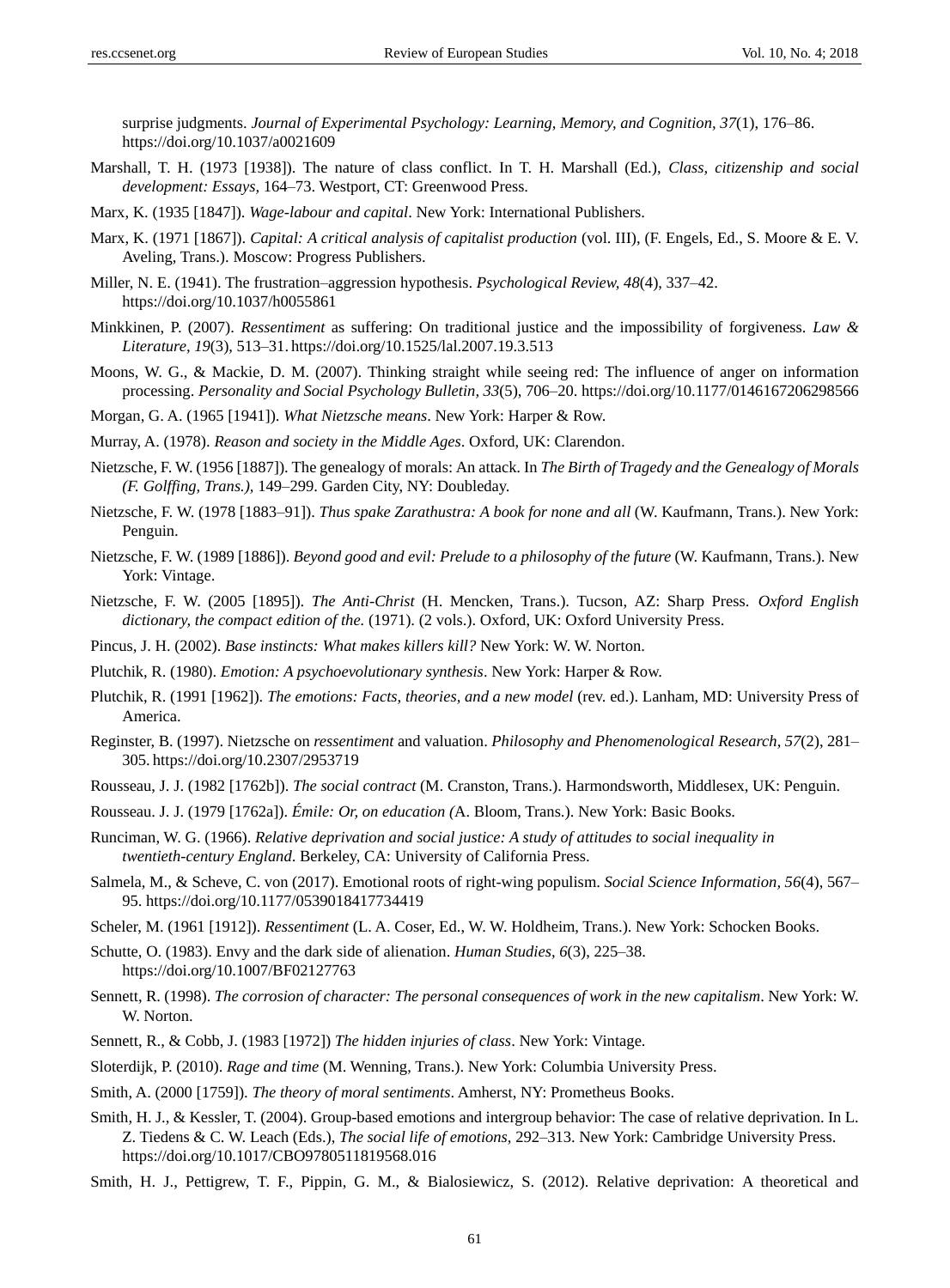surprise judgments. *Journal of Experimental Psychology: Learning, Memory, and Cognition, 37*(1), 176–86. https://doi.org/10.1037/a0021609

Marshall, T. H. (1973 [1938]). The nature of class conflict. In T. H. Marshall (Ed.), *Class, citizenship and social development: Essays,* 164–73. Westport, CT: Greenwood Press.

Marx, K. (1935 [1847]). *Wage-labour and capital*. New York: International Publishers.

Marx, K. (1971 [1867]). *Capital: A critical analysis of capitalist production* (vol. III), (F. Engels, Ed., S. Moore & E. V. Aveling, Trans.). Moscow: Progress Publishers.

Miller, N. E. (1941). The frustration–aggression hypothesis. *Psychological Review, 48*(4), 337–42. https://doi.org/10.1037/h0055861

Minkkinen, P. (2007). *Ressentiment* as suffering: On traditional justice and the impossibility of forgiveness. *Law & Literature, 19*(3), 513–31. https://doi.org/10.1525/lal.2007.19.3.513

Moons, W. G., & Mackie, D. M. (2007). Thinking straight while seeing red: The influence of anger on information processing. *Personality and Social Psychology Bulletin, 33*(5), 706–20. https://doi.org/10.1177/0146167206298566

Morgan, G. A. (1965 [1941]). *What Nietzsche means*. New York: Harper & Row.

Murray, A. (1978). *Reason and society in the Middle Ages*. Oxford, UK: Clarendon.

Nietzsche, F. W. (1956 [1887]). The genealogy of morals: An attack. In *The Birth of Tragedy and the Genealogy of Morals (F. Golffing, Trans.),* 149–299. Garden City, NY: Doubleday.

Nietzsche, F. W. (1978 [1883–91]). *Thus spake Zarathustra: A book for none and all* (W. Kaufmann, Trans.). New York: Penguin.

Nietzsche, F. W. (1989 [1886]). *Beyond good and evil: Prelude to a philosophy of the future* (W. Kaufmann, Trans.). New York: Vintage.

Nietzsche, F. W. (2005 [1895]). *The Anti-Christ* (H. Mencken, Trans.). Tucson, AZ: Sharp Press. *Oxford English dictionary, the compact edition of the.* (1971). (2 vols.). Oxford, UK: Oxford University Press.

Pincus, J. H. (2002). *Base instincts: What makes killers kill?* New York: W. W. Norton.

Plutchik, R. (1980). *Emotion: A psychoevolutionary synthesis*. New York: Harper & Row.

Plutchik, R. (1991 [1962]). *The emotions: Facts, theories, and a new model* (rev. ed.). Lanham, MD: University Press of America.

Reginster, B. (1997). Nietzsche on *ressentiment* and valuation. *Philosophy and Phenomenological Research, 57*(2), 281–305. https://doi.org/10.2307/2953719

Rousseau, J. J. (1982 [1762b]). *The social contract* (M. Cranston, Trans.). Harmondsworth, Middlesex, UK: Penguin.

Rousseau. J. J. (1979 [1762a]). *Émile: Or, on education (*A. Bloom, Trans.). New York: Basic Books.

Runciman, W. G. (1966). *Relative deprivation and social justice: A study of attitudes to social inequality in twentieth-century England*. Berkeley, CA: University of California Press.

Salmela, M., & Scheve, C. von (2017). Emotional roots of right-wing populism. *Social Science Information, 56*(4), 567–95. https://doi.org/10.1177/0539018417734419

Scheler, M. (1961 [1912]). *Ressentiment* (L. A. Coser, Ed., W. W. Holdheim, Trans.). New York: Schocken Books.

Schutte, O. (1983). Envy and the dark side of alienation. *Human Studies, 6*(3), 225–38. https://doi.org/10.1007/BF02127763

Sennett, R. (1998). *The corrosion of character: The personal consequences of work in the new capitalism*. New York: W. W. Norton.

Sennett, R., & Cobb, J. (1983 [1972]) *The hidden injuries of class*. New York: Vintage.

Sloterdijk, P. (2010). *Rage and time* (M. Wenning, Trans.). New York: Columbia University Press.

Smith, A. (2000 [1759]). *The theory of moral sentiments*. Amherst, NY: Prometheus Books.

Smith, H. J., & Kessler, T. (2004). Group-based emotions and intergroup behavior: The case of relative deprivation. In L. Z. Tiedens & C. W. Leach (Eds.), *The social life of emotions,* 292–313. New York: Cambridge University Press. https://doi.org/10.1017/CBO9780511819568.016

Smith, H. J., Pettigrew, T. F., Pippin, G. M., & Bialosiewicz, S. (2012). Relative deprivation: A theoretical and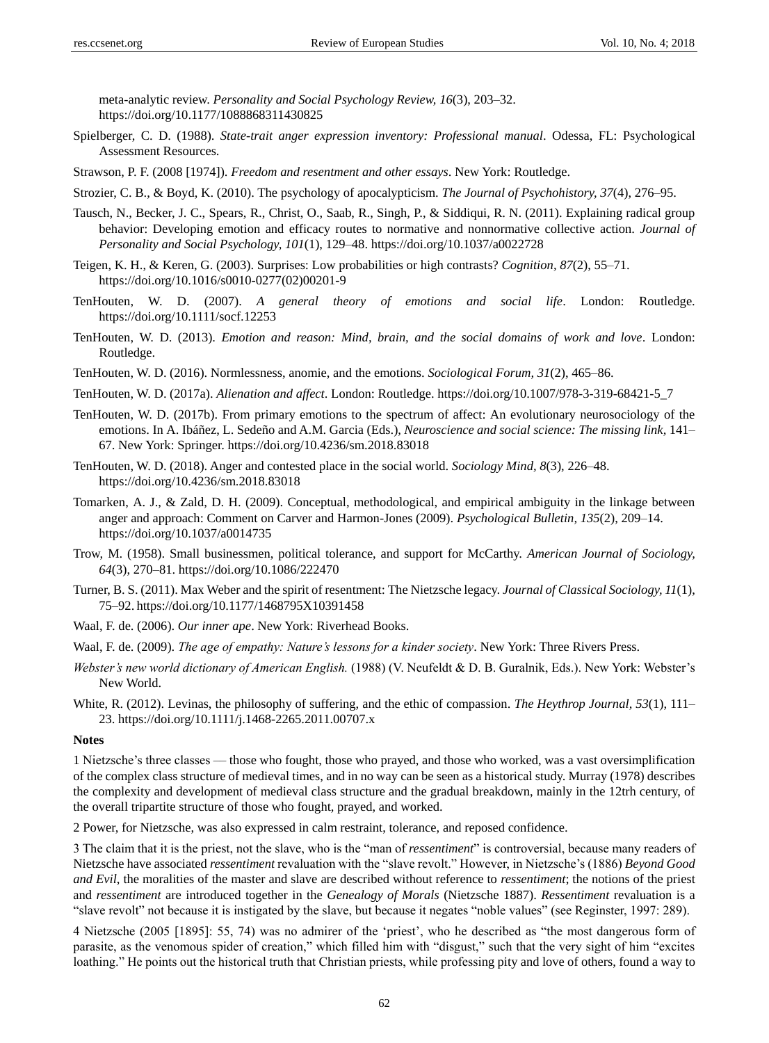meta-analytic review. *Personality and Social Psychology Review, 16*(3), 203–32. https://doi.org/10.1177/1088868311430825

Spielberger, C. D. (1988). *State-trait anger expression inventory: Professional manual*. Odessa, FL: Psychological Assessment Resources.

Strawson, P. F. (2008 [1974]). *Freedom and resentment and other essays*. New York: Routledge.

Strozier, C. B., & Boyd, K. (2010). The psychology of apocalypticism. *The Journal of Psychohistory, 37*(4), 276–95.

Tausch, N., Becker, J. C., Spears, R., Christ, O., Saab, R., Singh, P., & Siddiqui, R. N. (2011). Explaining radical group behavior: Developing emotion and efficacy routes to normative and nonnormative collective action. *Journal of Personality and Social Psychology, 101*(1), 129–48. https://doi.org/10.1037/a0022728

Teigen, K. H., & Keren, G. (2003). Surprises: Low probabilities or high contrasts? *Cognition, 87*(2), 55–71. https://doi.org/10.1016/s0010-0277(02)00201-9

TenHouten, W. D. (2007). *A general theory of emotions and social life*. London: Routledge. https://doi.org/10.1111/socf.12253

TenHouten, W. D. (2013). *Emotion and reason: Mind, brain, and the social domains of work and love*. London: Routledge.

TenHouten, W. D. (2016). Normlessness, anomie, and the emotions. *Sociological Forum, 31*(2), 465–86.

TenHouten, W. D. (2017a). *Alienation and affect*. London: Routledge. https://doi.org/10.1007/978-3-319-68421-5_7

TenHouten, W. D. (2017b). From primary emotions to the spectrum of affect: An evolutionary neurosociology of the emotions. In A. Ibáñez, L. Sedeño and A.M. Garcia (Eds.), *Neuroscience and social science: The missing link*, 141–67. New York: Springer. https://doi.org/10.4236/sm.2018.83018

TenHouten, W. D. (2018). Anger and contested place in the social world. *Sociology Mind, 8*(3), 226–48. https://doi.org/10.4236/sm.2018.83018

Tomarken, A. J., & Zald, D. H. (2009). Conceptual, methodological, and empirical ambiguity in the linkage between anger and approach: Comment on Carver and Harmon-Jones (2009). *Psychological Bulletin, 135*(2), 209–14. https://doi.org/10.1037/a0014735

Trow, M. (1958). Small businessmen, political tolerance, and support for McCarthy. *American Journal of Sociology, 64*(3), 270–81. https://doi.org/10.1086/222470

Turner, B. S. (2011). Max Weber and the spirit of resentment: The Nietzsche legacy. *Journal of Classical Sociology, 11*(1), 75–92. https://doi.org/10.1177/1468795X10391458

Waal, F. de. (2006). *Our inner ape*. New York: Riverhead Books.

Waal, F. de. (2009). *The age of empathy: Nature's lessons for a kinder society*. New York: Three Rivers Press.

*Webster's new world dictionary of American English.* (1988) (V. Neufeldt & D. B. Guralnik, Eds.). New York: Webster's New World.

White, R. (2012). Levinas, the philosophy of suffering, and the ethic of compassion. *The Heythrop Journal, 53*(1), 111–23. https://doi.org/10.1111/j.1468-2265.2011.00707.x

**Notes**

1 Nietzsche's three classes — those who fought, those who prayed, and those who worked, was a vast oversimplification of the complex class structure of medieval times, and in no way can be seen as a historical study. Murray (1978) describes the complexity and development of medieval class structure and the gradual breakdown, mainly in the 12trh century, of the overall tripartite structure of those who fought, prayed, and worked.

2 Power, for Nietzsche, was also expressed in calm restraint, tolerance, and reposed confidence.

3 The claim that it is the priest, not the slave, who is the "man of *ressentiment*" is controversial, because many readers of Nietzsche have associated *ressentiment* evaluation with the "slave revolt." However, in Nietzsche's (1886) *Beyond Good and Evil*, the moralities of the master and slave are described without reference to *ressentiment*; the notions of the priest and *ressentiment* are introduced together in the *Genealogy of Morals* (Nietzsche 1887). *Ressentiment* revaluation is a "slave revolt" not because it is instigated by the slave, but because it negates "noble values" (see Reginster, 1997: 289).

4 Nietzsche (2005 [1895]: 55, 74) was no admirer of the 'priest', who he described as "the most dangerous form of parasite, as the venomous spider of creation," which filled him with "disgust," such that the very sight of him "excites loathing." He points out the historical truth that Christian priests, while professing pity and love of others, found a way to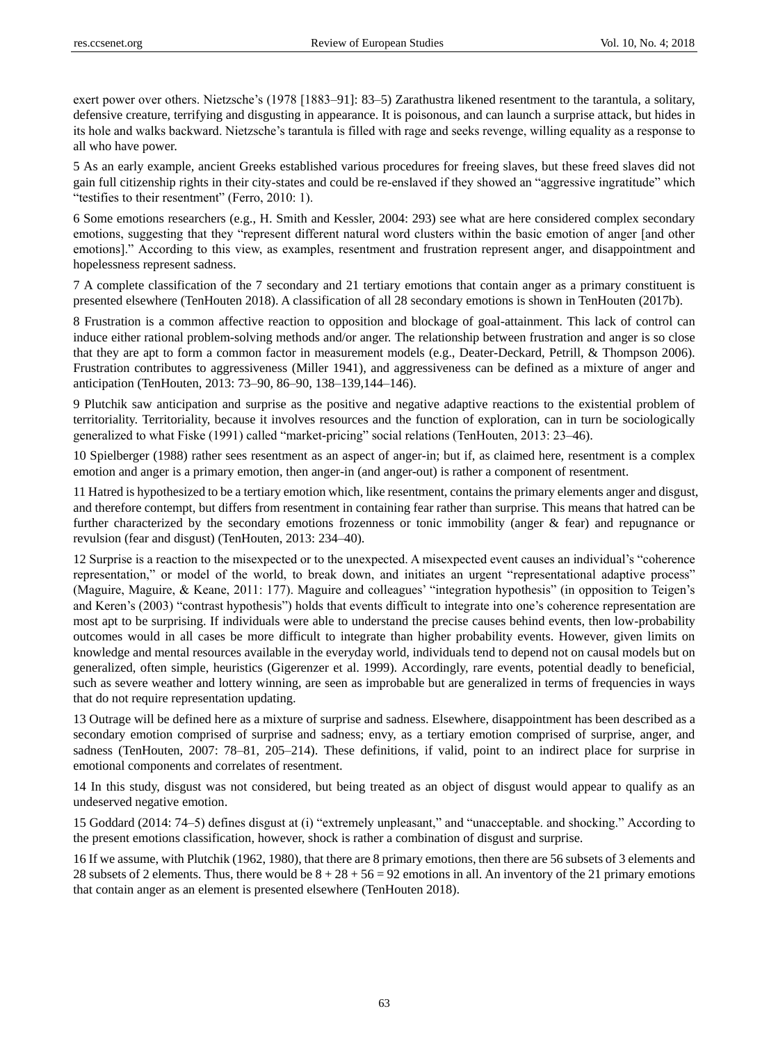exert power over others. Nietzsche's (1978 [1883–91]: 83–5) Zarathustra likened resentment to the tarantula, a solitary, defensive creature, terrifying and disgusting in appearance. It is poisonous, and can launch a surprise attack, but hides in its hole and walks backward. Nietzsche's tarantula is filled with rage and seeks revenge, willing equality as a response to all who have power.

5 As an early example, ancient Greeks established various procedures for freeing slaves, but these freed slaves did not gain full citizenship rights in their city-states and could be re-enslaved if they showed an "aggressive ingratitude" which "testifies to their resentment" (Ferro, 2010: 1).

6 Some emotions researchers (e.g., H. Smith and Kessler, 2004: 293) see what are here considered complex secondary emotions, suggesting that they "represent different natural word clusters within the basic emotion of anger [and other emotions]." According to this view, as examples, resentment and frustration represent anger, and disappointment and hopelessness represent sadness.

7 A complete classification of the 7 secondary and 21 tertiary emotions that contain anger as a primary constituent is presented elsewhere (TenHouten 2018). A classification of all 28 secondary emotions is shown in TenHouten (2017b).

8 Frustration is a common affective reaction to opposition and blockage of goal-attainment. This lack of control can induce either rational problem-solving methods and/or anger. The relationship between frustration and anger is so close that they are apt to form a common factor in measurement models (e.g., Deater-Deckard, Petrill, & Thompson 2006). Frustration contributes to aggressiveness (Miller 1941), and aggressiveness can be defined as a mixture of anger and anticipation (TenHouten, 2013: 73–90, 86–90, 138–139,144–146).

9 Plutchik saw anticipation and surprise as the positive and negative adaptive reactions to the existential problem of territoriality. Territoriality, because it involves resources and the function of exploration, can in turn be sociologically generalized to what Fiske (1991) called "market-pricing" social relations (TenHouten, 2013: 23–46).

10 Spielberger (1988) rather sees resentment as an aspect of anger-in; but if, as claimed here, resentment is a complex emotion and anger is a primary emotion, then anger-in (and anger-out) is rather a component of resentment.

11 Hatred is hypothesized to be a tertiary emotion which, like resentment, contains the primary elements anger and disgust, and therefore contempt, but differs from resentment in containing fear rather than surprise. This means that hatred can be further characterized by the secondary emotions frozenness or tonic immobility (anger & fear) and repugnance or revulsion (fear and disgust) (TenHouten, 2013: 234–40).

12 Surprise is a reaction to the misexpected or to the unexpected. A misexpected event causes an individual's "coherence representation," or model of the world, to break down, and initiates an urgent "representational adaptive process" (Maguire, Maguire, & Keane, 2011: 177). Maguire and colleagues' "integration hypothesis" (in opposition to Teigen's and Keren's (2003) "contrast hypothesis") holds that events difficult to integrate into one's coherence representation are most apt to be surprising. If individuals were able to understand the precise causes behind events, then low-probability outcomes would in all cases be more difficult to integrate than higher probability events. However, given limits on knowledge and mental resources available in the everyday world, individuals tend to depend not on causal models but on generalized, often simple, heuristics (Gigerenzer et al. 1999). Accordingly, rare events, potential deadly to beneficial, such as severe weather and lottery winning, are seen as improbable but are generalized in terms of frequencies in ways that do not require representation updating.

13 Outrage will be defined here as a mixture of surprise and sadness. Elsewhere, disappointment has been described as a secondary emotion comprised of surprise and sadness; envy, as a tertiary emotion comprised of surprise, anger, and sadness (TenHouten, 2007: 78–81, 205–214). These definitions, if valid, point to an indirect place for surprise in emotional components and correlates of resentment.

14 In this study, disgust was not considered, but being treated as an object of disgust would appear to qualify as an undeserved negative emotion.

15 Goddard (2014: 74–5) defines disgust at (i) "extremely unpleasant," and "unacceptable. and shocking." According to the present emotions classification, however, shock is rather a combination of disgust and surprise.

16 If we assume, with Plutchik (1962, 1980), that there are 8 primary emotions, then there are 56 subsets of 3 elements and 28 subsets of 2 elements. Thus, there would be $8 + 28 + 56 = 92$ emotions in all. An inventory of the 21 primary emotions that contain anger as an element is presented elsewhere (TenHouten 2018).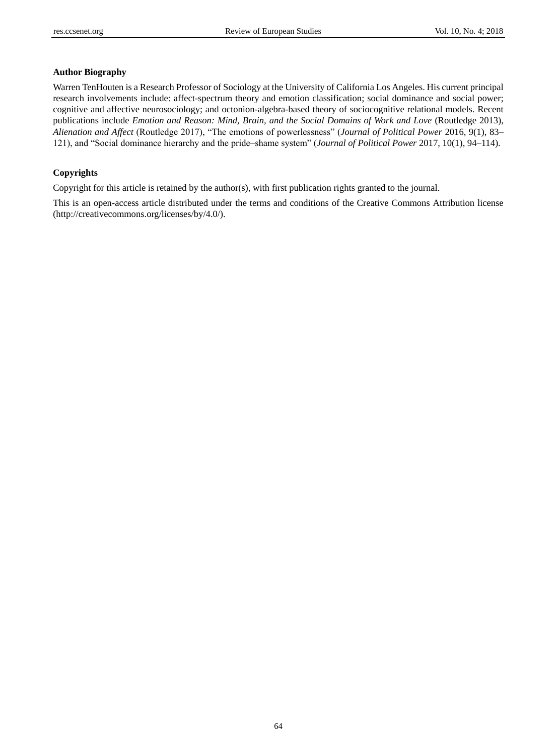**Author Biography**

Warren TenHouten is a Research Professor of Sociology at the University of California Los Angeles. His current principal research involvements include: affect-spectrum theory and emotion classification; social dominance and social power; cognitive and affective neurosociology; and octonion-algebra-based theory of sociocognitive relational models. Recent publications include *Emotion and Reason: Mind, Brain, and the Social Domains of Work and Love* (Routledge 2013), *Alienation and Affect* (Routledge 2017), "The emotions of powerlessness" (*Journal of Political Power* 2016, 9(1), 83–121), and "Social dominance hierarchy and the pride–shame system" (*Journal of Political Power* 2017, 10(1), 94–114).

**Copyrights**

Copyright for this article is retained by the author(s), with first publication rights granted to the journal.

This is an open-access article distributed under the terms and conditions of the Creative Commons Attribution license (http://creativecommons.org/licenses/by/4.0/).